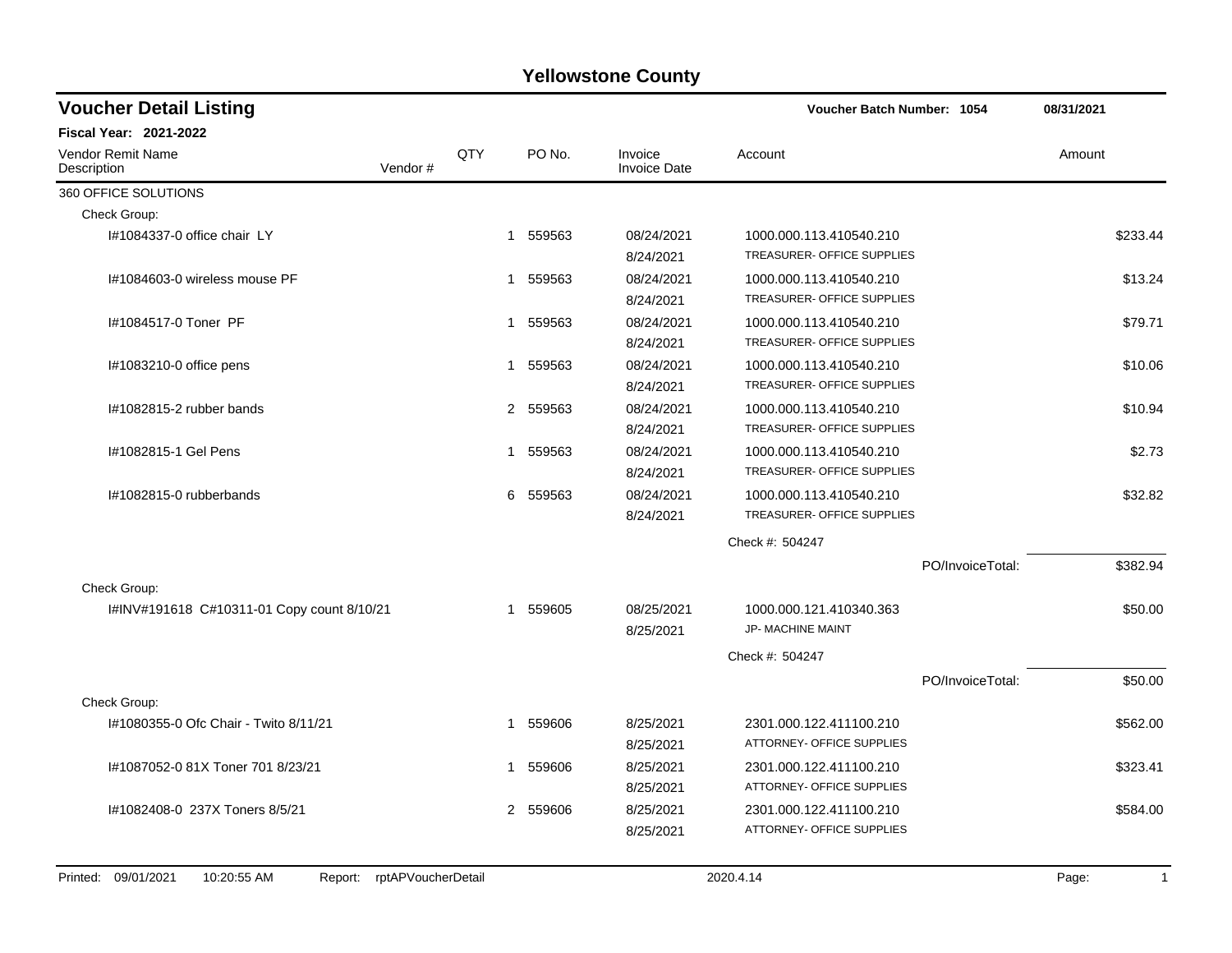# Yellowstone County

## Voucher Detail Listing

Voucher Batch Number: 1054 — 08/31/2021

**Fiscal Year: 2021-2022**

| Vendor Remit Name / Description | Vendor # | QTY | PO No. | Invoice / Invoice Date | Account | Amount |
|---|---|---|---|---|---|---|
| 360 OFFICE SOLUTIONS | | | | | | |
| Check Group: | | | | | | |
| I#1084337-0 office chair LY | | 1 | 559563 | 08/24/2021<br>8/24/2021 | 1000.000.113.410540.210<br>TREASURER- OFFICE SUPPLIES | $233.44 |
| I#1084603-0 wireless mouse PF | | 1 | 559563 | 08/24/2021<br>8/24/2021 | 1000.000.113.410540.210<br>TREASURER- OFFICE SUPPLIES | $13.24 |
| I#1084517-0 Toner PF | | 1 | 559563 | 08/24/2021<br>8/24/2021 | 1000.000.113.410540.210<br>TREASURER- OFFICE SUPPLIES | $79.71 |
| I#1083210-0 office pens | | 1 | 559563 | 08/24/2021<br>8/24/2021 | 1000.000.113.410540.210<br>TREASURER- OFFICE SUPPLIES | $10.06 |
| I#1082815-2 rubber bands | | 2 | 559563 | 08/24/2021<br>8/24/2021 | 1000.000.113.410540.210<br>TREASURER- OFFICE SUPPLIES | $10.94 |
| I#1082815-1 Gel Pens | | 1 | 559563 | 08/24/2021<br>8/24/2021 | 1000.000.113.410540.210<br>TREASURER- OFFICE SUPPLIES | $2.73 |
| I#1082815-0 rubberbands | | 6 | 559563 | 08/24/2021<br>8/24/2021 | 1000.000.113.410540.210<br>TREASURER- OFFICE SUPPLIES | $32.82 |
| | | | | | Check #: 504247 | |
| | | | | | PO/InvoiceTotal: | $382.94 |
| Check Group: | | | | | | |
| I#INV#191618 C#10311-01 Copy count 8/10/21 | | 1 | 559605 | 08/25/2021<br>8/25/2021 | 1000.000.121.410340.363<br>JP- MACHINE MAINT | $50.00 |
| | | | | | Check #: 504247 | |
| | | | | | PO/InvoiceTotal: | $50.00 |
| Check Group: | | | | | | |
| I#1080355-0 Ofc Chair - Twito 8/11/21 | | 1 | 559606 | 8/25/2021<br>8/25/2021 | 2301.000.122.411100.210<br>ATTORNEY- OFFICE SUPPLIES | $562.00 |
| I#1087052-0 81X Toner 701 8/23/21 | | 1 | 559606 | 8/25/2021<br>8/25/2021 | 2301.000.122.411100.210<br>ATTORNEY- OFFICE SUPPLIES | $323.41 |
| I#1082408-0 237X Toners 8/5/21 | | 2 | 559606 | 8/25/2021<br>8/25/2021 | 2301.000.122.411100.210<br>ATTORNEY- OFFICE SUPPLIES | $584.00 |

Printed: 09/01/2021 10:20:55 AM Report: rptAPVoucherDetail 2020.4.14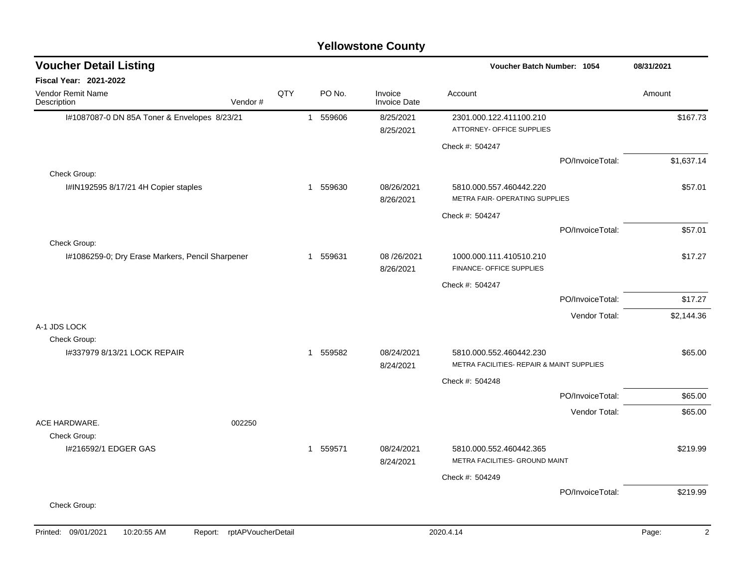# Yellowstone County

## Voucher Detail Listing

**Voucher Batch Number: 1054** 08/31/2021

**Fiscal Year: 2021-2022**

| Vendor Remit Name / Description | Vendor # | QTY | PO No. | Invoice / Invoice Date | Account | Amount |
|---|---|---|---|---|---|---|
| I#1087087-0 DN 85A Toner & Envelopes 8/23/21 | | 1 | 559606 | 8/25/2021 / 8/25/2021 | 2301.000.122.411100.210 ATTORNEY- OFFICE SUPPLIES | $167.73 |
| | | | | | Check #: 504247 | |
| | | | | | PO/InvoiceTotal: | $1,637.14 |
| Check Group: | | | | | | |
| I#IN192595 8/17/21 4H Copier staples | | 1 | 559630 | 08/26/2021 / 8/26/2021 | 5810.000.557.460442.220 METRA FAIR- OPERATING SUPPLIES | $57.01 |
| | | | | | Check #: 504247 | |
| | | | | | PO/InvoiceTotal: | $57.01 |
| Check Group: | | | | | | |
| I#1086259-0; Dry Erase Markers, Pencil Sharpener | | 1 | 559631 | 08 /26/2021 / 8/26/2021 | 1000.000.111.410510.210 FINANCE- OFFICE SUPPLIES | $17.27 |
| | | | | | Check #: 504247 | |
| | | | | | PO/InvoiceTotal: | $17.27 |
| | | | | | Vendor Total: | $2,144.36 |
| A-1 JDS LOCK | | | | | | |
| Check Group: | | | | | | |
| I#337979 8/13/21 LOCK REPAIR | | 1 | 559582 | 08/24/2021 / 8/24/2021 | 5810.000.552.460442.230 METRA FACILITIES- REPAIR & MAINT SUPPLIES | $65.00 |
| | | | | | Check #: 504248 | |
| | | | | | PO/InvoiceTotal: | $65.00 |
| | | | | | Vendor Total: | $65.00 |
| ACE HARDWARE. | 002250 | | | | | |
| Check Group: | | | | | | |
| I#216592/1 EDGER GAS | | 1 | 559571 | 08/24/2021 / 8/24/2021 | 5810.000.552.460442.365 METRA FACILITIES- GROUND MAINT | $219.99 |
| | | | | | Check #: 504249 | |
| | | | | | PO/InvoiceTotal: | $219.99 |
| Check Group: | | | | | | |

Printed: 09/01/2021 10:20:55 AM Report: rptAPVoucherDetail 2020.4.14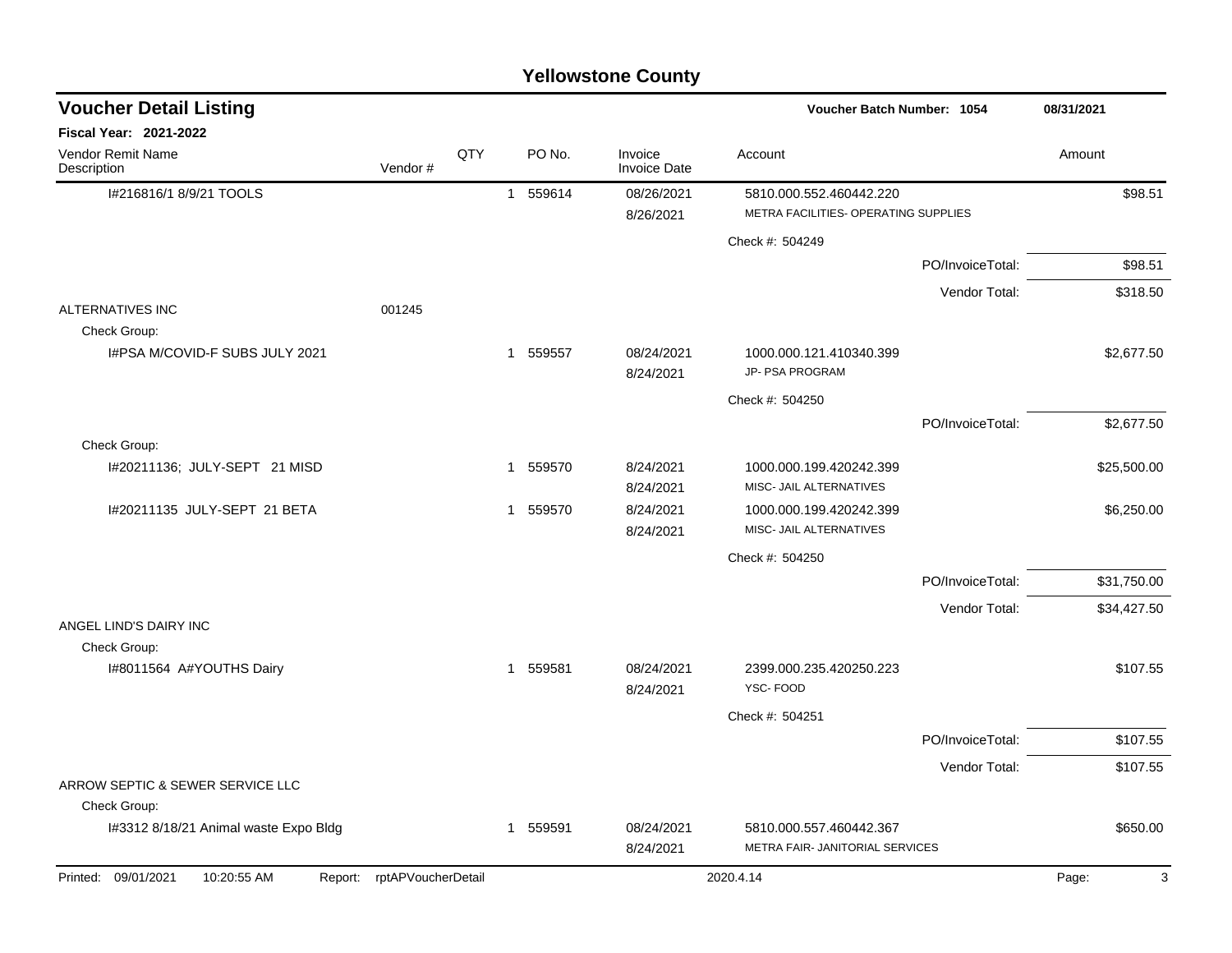# Yellowstone County

## Voucher Detail Listing

**Voucher Batch Number: 1054** | **08/31/2021**

**Fiscal Year: 2021-2022**

| Vendor Remit Name / Description | Vendor # | QTY | PO No. | Invoice / Invoice Date | Account | Amount |
|---|---|---|---|---|---|---|
| I#216816/1 8/9/21 TOOLS | | 1 | 559614 | 08/26/2021 / 8/26/2021 | 5810.000.552.460442.220 METRA FACILITIES- OPERATING SUPPLIES | $98.51 |
| | | | | | Check #: 504249 | |
| | | | | | PO/InvoiceTotal: | $98.51 |
| | | | | | Vendor Total: | $318.50 |
| ALTERNATIVES INC | 001245 | | | | | |
| Check Group: | | | | | | |
| I#PSA M/COVID-F SUBS JULY 2021 | | 1 | 559557 | 08/24/2021 / 8/24/2021 | 1000.000.121.410340.399 JP- PSA PROGRAM | $2,677.50 |
| | | | | | Check #: 504250 | |
| | | | | | PO/InvoiceTotal: | $2,677.50 |
| Check Group: | | | | | | |
| I#20211136; JULY-SEPT 21 MISD | | 1 | 559570 | 8/24/2021 / 8/24/2021 | 1000.000.199.420242.399 MISC- JAIL ALTERNATIVES | $25,500.00 |
| I#20211135 JULY-SEPT 21 BETA | | 1 | 559570 | 8/24/2021 / 8/24/2021 | 1000.000.199.420242.399 MISC- JAIL ALTERNATIVES | $6,250.00 |
| | | | | | Check #: 504250 | |
| | | | | | PO/InvoiceTotal: | $31,750.00 |
| | | | | | Vendor Total: | $34,427.50 |
| ANGEL LIND'S DAIRY INC | | | | | | |
| Check Group: | | | | | | |
| I#8011564 A#YOUTHS Dairy | | 1 | 559581 | 08/24/2021 / 8/24/2021 | 2399.000.235.420250.223 YSC- FOOD | $107.55 |
| | | | | | Check #: 504251 | |
| | | | | | PO/InvoiceTotal: | $107.55 |
| | | | | | Vendor Total: | $107.55 |
| ARROW SEPTIC & SEWER SERVICE LLC | | | | | | |
| Check Group: | | | | | | |
| I#3312 8/18/21 Animal waste Expo Bldg | | 1 | 559591 | 08/24/2021 / 8/24/2021 | 5810.000.557.460442.367 METRA FAIR- JANITORIAL SERVICES | $650.00 |

Printed: 09/01/2021 10:20:55 AM Report: rptAPVoucherDetail 2020.4.14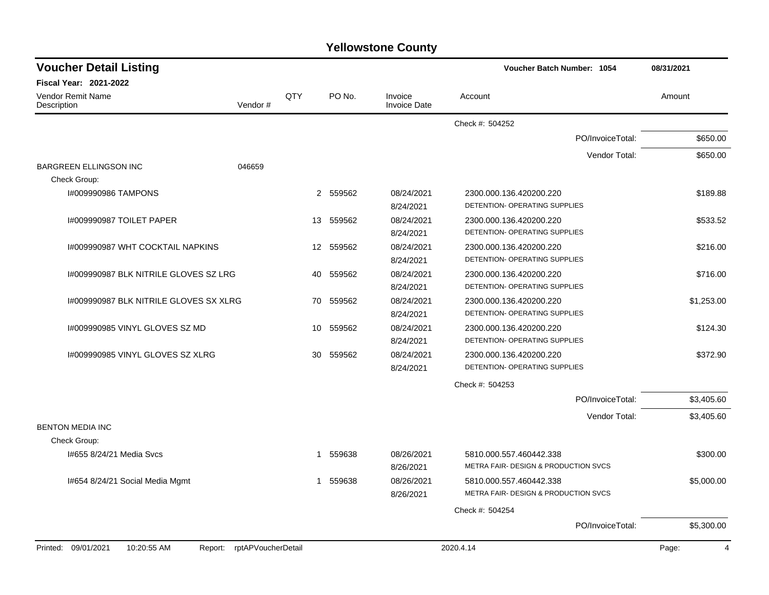# Yellowstone County

## Voucher Detail Listing

Voucher Batch Number: 1054 — 08/31/2021

**Fiscal Year: 2021-2022**

| Vendor Remit Name / Description | Vendor # | QTY | PO No. | Invoice / Invoice Date | Account | Amount |
|---|---|---|---|---|---|---|
| | | | | | Check #: 504252 | |
| | | | | | PO/InvoiceTotal: | $650.00 |
| | | | | | Vendor Total: | $650.00 |
| BARGREEN ELLINGSON INC | 046659 | | | | | |
| Check Group: | | | | | | |
| I#009990986 TAMPONS | | 2 | 559562 | 08/24/2021 8/24/2021 | 2300.000.136.420200.220 DETENTION- OPERATING SUPPLIES | $189.88 |
| I#009990987 TOILET PAPER | | 13 | 559562 | 08/24/2021 8/24/2021 | 2300.000.136.420200.220 DETENTION- OPERATING SUPPLIES | $533.52 |
| I#009990987 WHT COCKTAIL NAPKINS | | 12 | 559562 | 08/24/2021 8/24/2021 | 2300.000.136.420200.220 DETENTION- OPERATING SUPPLIES | $216.00 |
| I#009990987 BLK NITRILE GLOVES SZ LRG | | 40 | 559562 | 08/24/2021 8/24/2021 | 2300.000.136.420200.220 DETENTION- OPERATING SUPPLIES | $716.00 |
| I#009990987 BLK NITRILE GLOVES SX XLRG | | 70 | 559562 | 08/24/2021 8/24/2021 | 2300.000.136.420200.220 DETENTION- OPERATING SUPPLIES | $1,253.00 |
| I#009990985 VINYL GLOVES SZ MD | | 10 | 559562 | 08/24/2021 8/24/2021 | 2300.000.136.420200.220 DETENTION- OPERATING SUPPLIES | $124.30 |
| I#009990985 VINYL GLOVES SZ XLRG | | 30 | 559562 | 08/24/2021 8/24/2021 | 2300.000.136.420200.220 DETENTION- OPERATING SUPPLIES | $372.90 |
| | | | | | Check #: 504253 | |
| | | | | | PO/InvoiceTotal: | $3,405.60 |
| | | | | | Vendor Total: | $3,405.60 |
| BENTON MEDIA INC | | | | | | |
| Check Group: | | | | | | |
| I#655 8/24/21 Media Svcs | | 1 | 559638 | 08/26/2021 8/26/2021 | 5810.000.557.460442.338 METRA FAIR- DESIGN & PRODUCTION SVCS | $300.00 |
| I#654 8/24/21 Social Media Mgmt | | 1 | 559638 | 08/26/2021 8/26/2021 | 5810.000.557.460442.338 METRA FAIR- DESIGN & PRODUCTION SVCS | $5,000.00 |
| | | | | | Check #: 504254 | |
| | | | | | PO/InvoiceTotal: | $5,300.00 |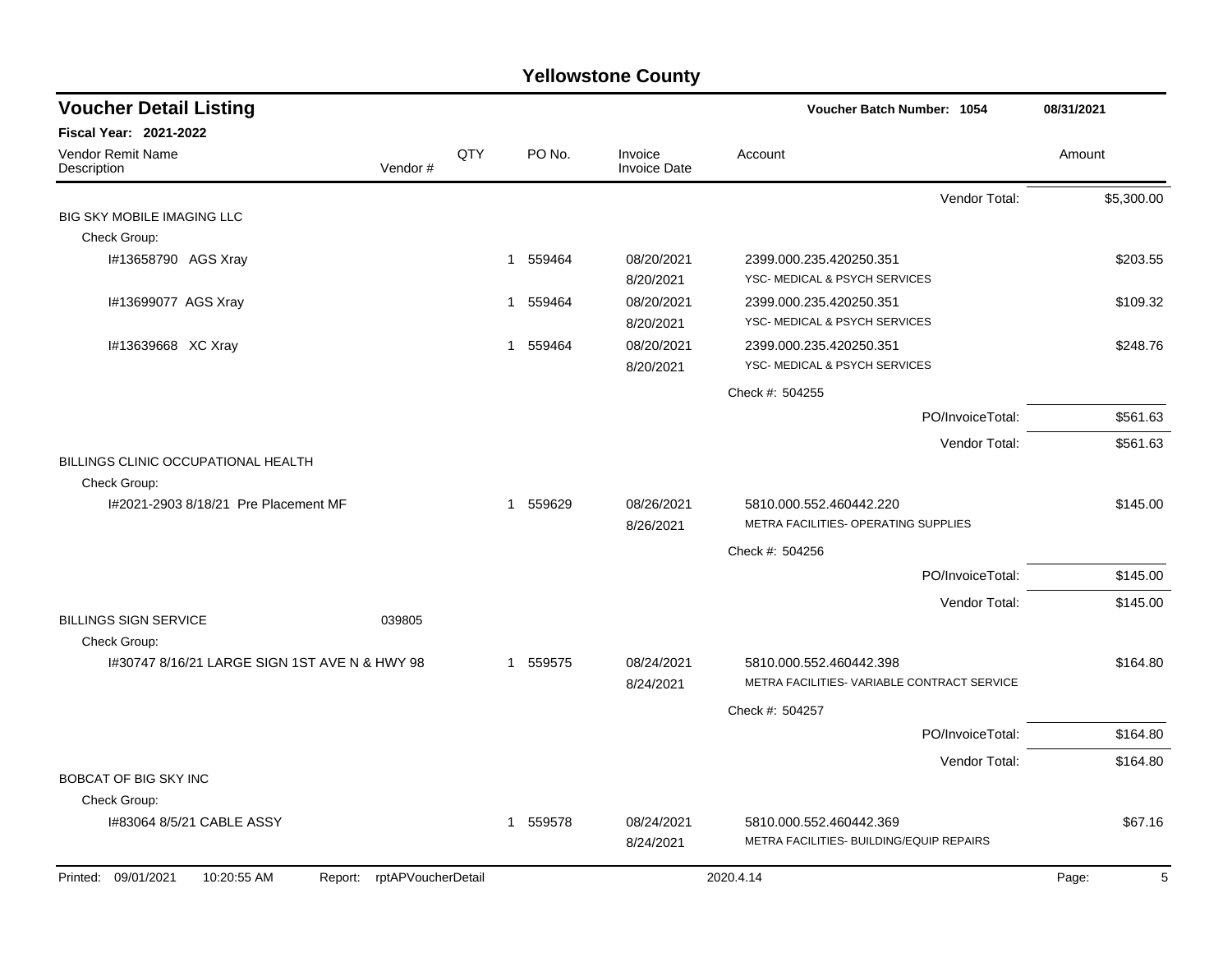# Yellowstone County

## Voucher Detail Listing

**Voucher Batch Number: 1054** — 08/31/2021

**Fiscal Year: 2021-2022**

| Vendor Remit Name / Description | Vendor # | QTY | PO No. | Invoice / Invoice Date | Account | Amount |
|---|---|---|---|---|---|---|
| | | | | | Vendor Total: | $5,300.00 |
| BIG SKY MOBILE IMAGING LLC | | | | | | |
| Check Group: | | | | | | |
| I#13658790 AGS Xray | | 1 | 559464 | 08/20/2021<br>8/20/2021 | 2399.000.235.420250.351<br>YSC- MEDICAL & PSYCH SERVICES | $203.55 |
| I#13699077 AGS Xray | | 1 | 559464 | 08/20/2021<br>8/20/2021 | 2399.000.235.420250.351<br>YSC- MEDICAL & PSYCH SERVICES | $109.32 |
| I#13639668 XC Xray | | 1 | 559464 | 08/20/2021<br>8/20/2021 | 2399.000.235.420250.351<br>YSC- MEDICAL & PSYCH SERVICES | $248.76 |
| | | | | | Check #: 504255 | |
| | | | | | PO/InvoiceTotal: | $561.63 |
| | | | | | Vendor Total: | $561.63 |
| BILLINGS CLINIC OCCUPATIONAL HEALTH | | | | | | |
| Check Group: | | | | | | |
| I#2021-2903 8/18/21 Pre Placement MF | | 1 | 559629 | 08/26/2021<br>8/26/2021 | 5810.000.552.460442.220<br>METRA FACILITIES- OPERATING SUPPLIES | $145.00 |
| | | | | | Check #: 504256 | |
| | | | | | PO/InvoiceTotal: | $145.00 |
| | | | | | Vendor Total: | $145.00 |
| BILLINGS SIGN SERVICE | 039805 | | | | | |
| Check Group: | | | | | | |
| I#30747 8/16/21 LARGE SIGN 1ST AVE N & HWY 98 | | 1 | 559575 | 08/24/2021<br>8/24/2021 | 5810.000.552.460442.398<br>METRA FACILITIES- VARIABLE CONTRACT SERVICE | $164.80 |
| | | | | | Check #: 504257 | |
| | | | | | PO/InvoiceTotal: | $164.80 |
| | | | | | Vendor Total: | $164.80 |
| BOBCAT OF BIG SKY INC | | | | | | |
| Check Group: | | | | | | |
| I#83064 8/5/21 CABLE ASSY | | 1 | 559578 | 08/24/2021<br>8/24/2021 | 5810.000.552.460442.369<br>METRA FACILITIES- BUILDING/EQUIP REPAIRS | $67.16 |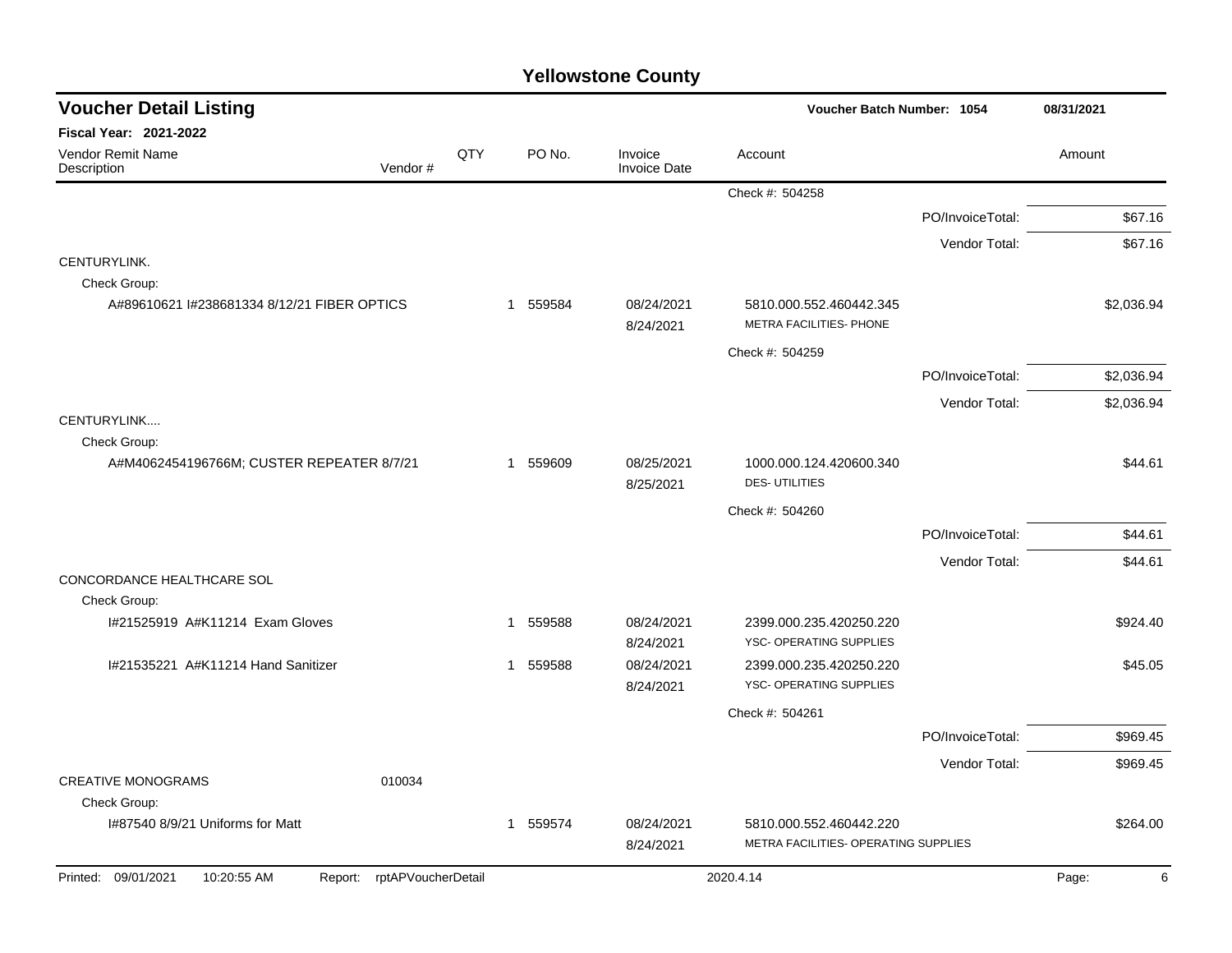# Yellowstone County

## Voucher Detail Listing

**Voucher Batch Number: 1054** | **08/31/2021**

**Fiscal Year: 2021-2022**

| Vendor Remit Name / Description | Vendor # | QTY | PO No. | Invoice / Invoice Date | Account | Amount |
|---|---|---|---|---|---|---|
| | | | | | Check #: 504258 | |
| | | | | | PO/InvoiceTotal: | $67.16 |
| | | | | | Vendor Total: | $67.16 |
| CENTURYLINK. | | | | | | |
| Check Group: | | | | | | |
| A#89610621 I#238681334 8/12/21 FIBER OPTICS | | 1 | 559584 | 08/24/2021 8/24/2021 | 5810.000.552.460442.345 METRA FACILITIES- PHONE | $2,036.94 |
| | | | | | Check #: 504259 | |
| | | | | | PO/InvoiceTotal: | $2,036.94 |
| | | | | | Vendor Total: | $2,036.94 |
| CENTURYLINK.... | | | | | | |
| Check Group: | | | | | | |
| A#M4062454196766M; CUSTER REPEATER 8/7/21 | | 1 | 559609 | 08/25/2021 8/25/2021 | 1000.000.124.420600.340 DES- UTILITIES | $44.61 |
| | | | | | Check #: 504260 | |
| | | | | | PO/InvoiceTotal: | $44.61 |
| | | | | | Vendor Total: | $44.61 |
| CONCORDANCE HEALTHCARE SOL | | | | | | |
| Check Group: | | | | | | |
| I#21525919 A#K11214 Exam Gloves | | 1 | 559588 | 08/24/2021 8/24/2021 | 2399.000.235.420250.220 YSC- OPERATING SUPPLIES | $924.40 |
| I#21535221 A#K11214 Hand Sanitizer | | 1 | 559588 | 08/24/2021 8/24/2021 | 2399.000.235.420250.220 YSC- OPERATING SUPPLIES | $45.05 |
| | | | | | Check #: 504261 | |
| | | | | | PO/InvoiceTotal: | $969.45 |
| | | | | | Vendor Total: | $969.45 |
| CREATIVE MONOGRAMS | 010034 | | | | | |
| Check Group: | | | | | | |
| I#87540 8/9/21 Uniforms for Matt | | 1 | 559574 | 08/24/2021 8/24/2021 | 5810.000.552.460442.220 METRA FACILITIES- OPERATING SUPPLIES | $264.00 |

Printed: 09/01/2021 10:20:55 AM Report: rptAPVoucherDetail 2020.4.14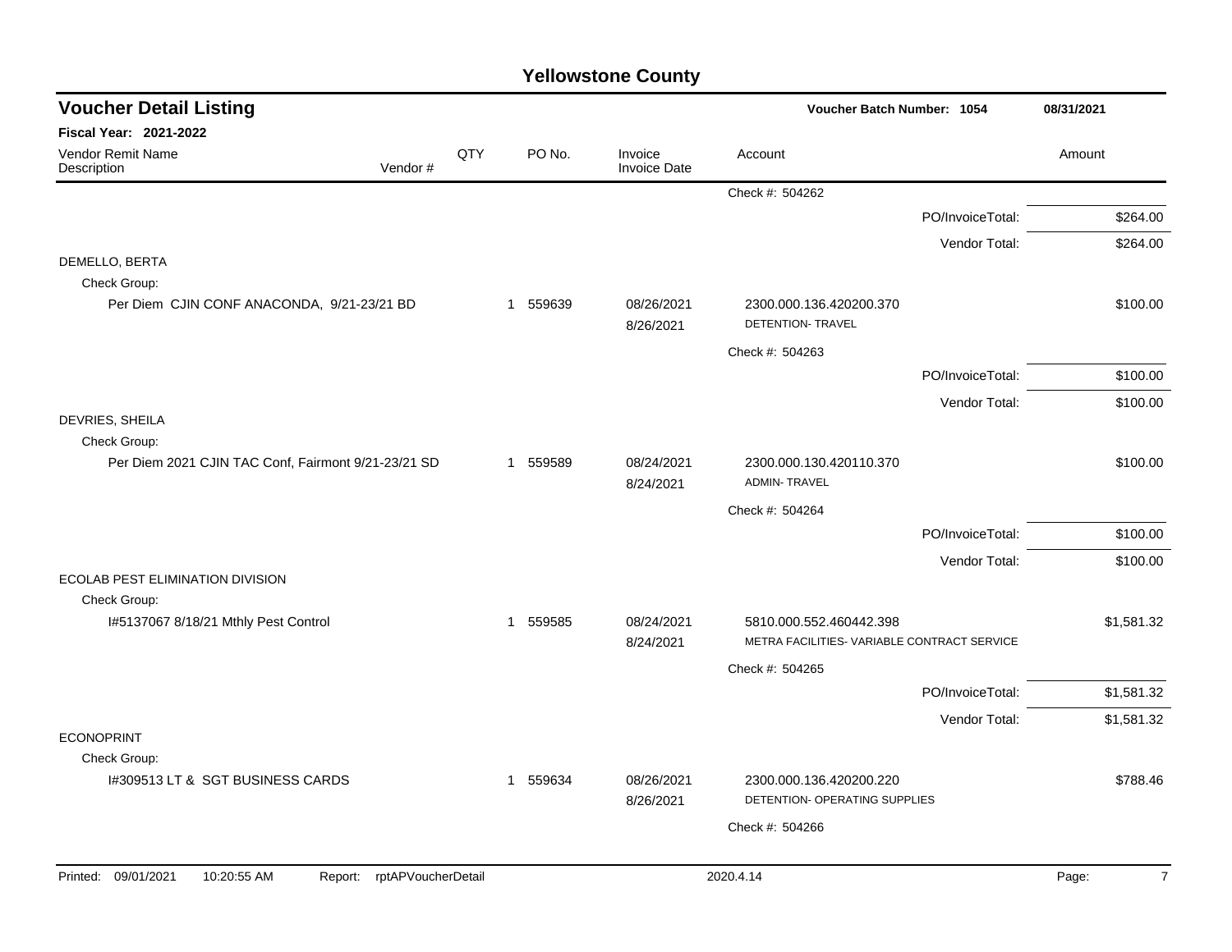# Yellowstone County

## Voucher Detail Listing

**Voucher Batch Number: 1054** — 08/31/2021

**Fiscal Year: 2021-2022**

| Vendor Remit Name / Description | Vendor # | QTY | PO No. | Invoice / Invoice Date | Account | Amount |
|---|---|---|---|---|---|---|
| | | | | | Check #: 504262 | |
| | | | | | PO/InvoiceTotal: | $264.00 |
| | | | | | Vendor Total: | $264.00 |
| DEMELLO, BERTA | | | | | | |
| Check Group: | | | | | | |
| Per Diem CJIN CONF ANACONDA, 9/21-23/21 BD | | 1 | 559639 | 08/26/2021 8/26/2021 | 2300.000.136.420200.370 DETENTION- TRAVEL | $100.00 |
| | | | | | Check #: 504263 | |
| | | | | | PO/InvoiceTotal: | $100.00 |
| | | | | | Vendor Total: | $100.00 |
| DEVRIES, SHEILA | | | | | | |
| Check Group: | | | | | | |
| Per Diem 2021 CJIN TAC Conf, Fairmont 9/21-23/21 SD | | 1 | 559589 | 08/24/2021 8/24/2021 | 2300.000.130.420110.370 ADMIN- TRAVEL | $100.00 |
| | | | | | Check #: 504264 | |
| | | | | | PO/InvoiceTotal: | $100.00 |
| | | | | | Vendor Total: | $100.00 |
| ECOLAB PEST ELIMINATION DIVISION | | | | | | |
| Check Group: | | | | | | |
| I#5137067 8/18/21 Mthly Pest Control | | 1 | 559585 | 08/24/2021 8/24/2021 | 5810.000.552.460442.398 METRA FACILITIES- VARIABLE CONTRACT SERVICE | $1,581.32 |
| | | | | | Check #: 504265 | |
| | | | | | PO/InvoiceTotal: | $1,581.32 |
| | | | | | Vendor Total: | $1,581.32 |
| ECONOPRINT | | | | | | |
| Check Group: | | | | | | |
| I#309513 LT & SGT BUSINESS CARDS | | 1 | 559634 | 08/26/2021 8/26/2021 | 2300.000.136.420200.220 DETENTION- OPERATING SUPPLIES | $788.46 |
| | | | | | Check #: 504266 | |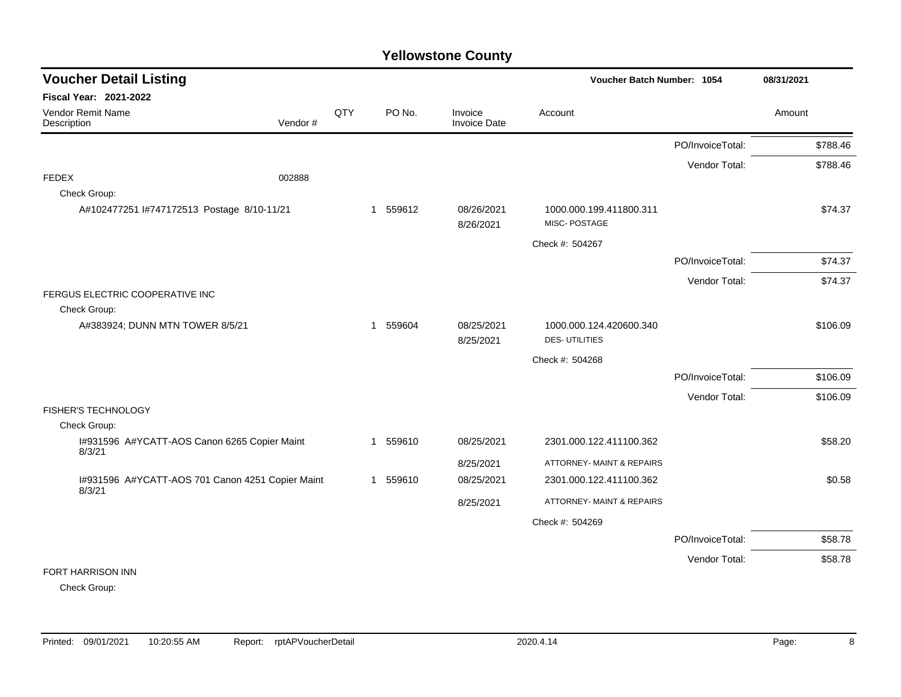# Yellowstone County

## Voucher Detail Listing

**Voucher Batch Number: 1054** | **08/31/2021**

**Fiscal Year: 2021-2022**

| Vendor Remit Name / Description | Vendor # | QTY | PO No. | Invoice / Invoice Date | Account | | Amount |
|---|---|---|---|---|---|---|---|
| | | | | | | PO/InvoiceTotal: | $788.46 |
| | | | | | | Vendor Total: | $788.46 |
| FEDEX | 002888 | | | | | | |
| Check Group: | | | | | | | |
| A#102477251 I#747172513 Postage 8/10-11/21 | | 1 | 559612 | 08/26/2021 | 1000.000.199.411800.311 | | $74.37 |
| | | | | 8/26/2021 | MISC- POSTAGE | | |
| | | | | | Check #: 504267 | | |
| | | | | | | PO/InvoiceTotal: | $74.37 |
| | | | | | | Vendor Total: | $74.37 |
| FERGUS ELECTRIC COOPERATIVE INC | | | | | | | |
| Check Group: | | | | | | | |
| A#383924; DUNN MTN TOWER 8/5/21 | | 1 | 559604 | 08/25/2021 | 1000.000.124.420600.340 | | $106.09 |
| | | | | 8/25/2021 | DES- UTILITIES | | |
| | | | | | Check #: 504268 | | |
| | | | | | | PO/InvoiceTotal: | $106.09 |
| | | | | | | Vendor Total: | $106.09 |
| FISHER'S TECHNOLOGY | | | | | | | |
| Check Group: | | | | | | | |
| I#931596 A#YCATT-AOS Canon 6265 Copier Maint 8/3/21 | | 1 | 559610 | 08/25/2021 | 2301.000.122.411100.362 | | $58.20 |
| | | | | 8/25/2021 | ATTORNEY- MAINT & REPAIRS | | |
| I#931596 A#YCATT-AOS 701 Canon 4251 Copier Maint 8/3/21 | | 1 | 559610 | 08/25/2021 | 2301.000.122.411100.362 | | $0.58 |
| | | | | 8/25/2021 | ATTORNEY- MAINT & REPAIRS | | |
| | | | | | Check #: 504269 | | |
| | | | | | | PO/InvoiceTotal: | $58.78 |
| | | | | | | Vendor Total: | $58.78 |
| FORT HARRISON INN | | | | | | | |
| Check Group: | | | | | | | |

Printed: 09/01/2021 10:20:55 AM Report: rptAPVoucherDetail 2020.4.14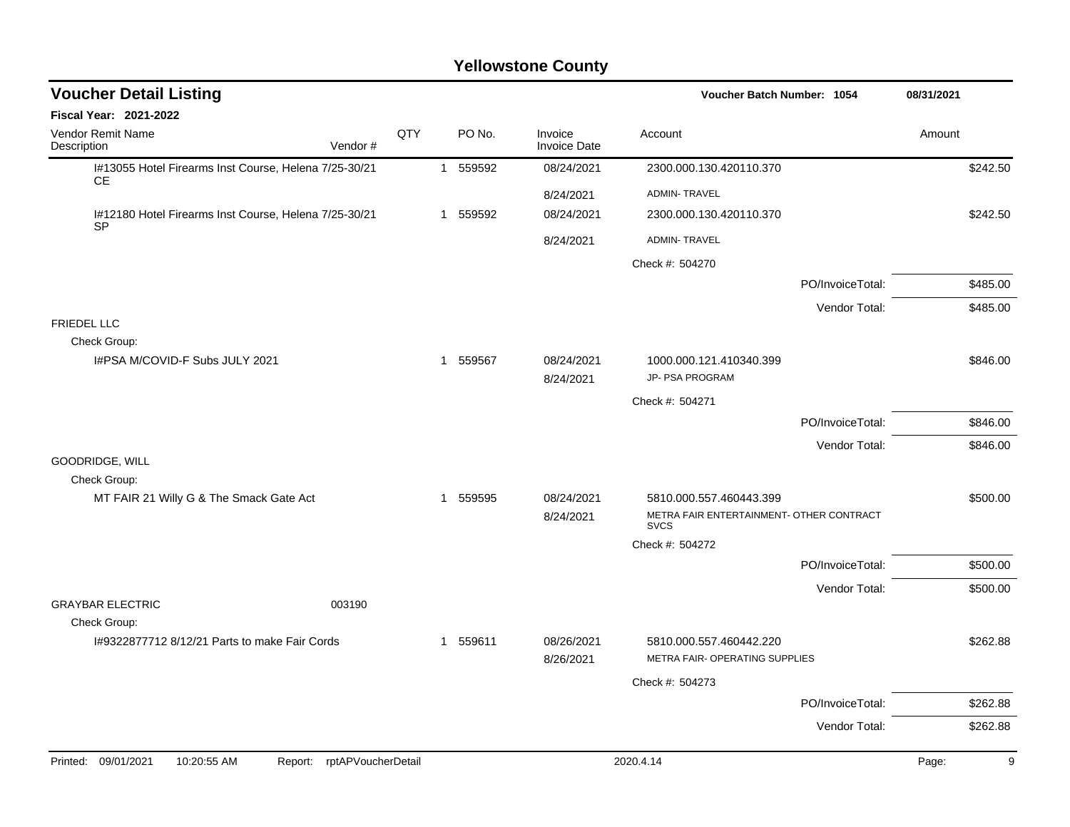# Yellowstone County

## Voucher Detail Listing

**Voucher Batch Number: 1054** — 08/31/2021

**Fiscal Year: 2021-2022**

| Vendor Remit Name / Description | Vendor # | QTY | PO No. | Invoice / Invoice Date | Account | Amount |
|---|---|---|---|---|---|---|
| I#13055 Hotel Firearms Inst Course, Helena 7/25-30/21 CE | | 1 | 559592 | 08/24/2021 | 2300.000.130.420110.370 | $242.50 |
| | | | | 8/24/2021 | ADMIN- TRAVEL | |
| I#12180 Hotel Firearms Inst Course, Helena 7/25-30/21 SP | | 1 | 559592 | 08/24/2021 | 2300.000.130.420110.370 | $242.50 |
| | | | | 8/24/2021 | ADMIN- TRAVEL | |
| | | | | | Check #: 504270 | |
| | | | | | PO/InvoiceTotal: | $485.00 |
| | | | | | Vendor Total: | $485.00 |
| FRIEDEL LLC | | | | | | |
| Check Group: | | | | | | |
| I#PSA M/COVID-F Subs JULY 2021 | | 1 | 559567 | 08/24/2021 | 1000.000.121.410340.399 | $846.00 |
| | | | | 8/24/2021 | JP- PSA PROGRAM | |
| | | | | | Check #: 504271 | |
| | | | | | PO/InvoiceTotal: | $846.00 |
| | | | | | Vendor Total: | $846.00 |
| GOODRIDGE, WILL | | | | | | |
| Check Group: | | | | | | |
| MT FAIR 21 Willy G & The Smack Gate Act | | 1 | 559595 | 08/24/2021 | 5810.000.557.460443.399 | $500.00 |
| | | | | 8/24/2021 | METRA FAIR ENTERTAINMENT- OTHER CONTRACT SVCS | |
| | | | | | Check #: 504272 | |
| | | | | | PO/InvoiceTotal: | $500.00 |
| | | | | | Vendor Total: | $500.00 |
| GRAYBAR ELECTRIC | 003190 | | | | | |
| Check Group: | | | | | | |
| I#9322877712 8/12/21 Parts to make Fair Cords | | 1 | 559611 | 08/26/2021 | 5810.000.557.460442.220 | $262.88 |
| | | | | 8/26/2021 | METRA FAIR- OPERATING SUPPLIES | |
| | | | | | Check #: 504273 | |
| | | | | | PO/InvoiceTotal: | $262.88 |
| | | | | | Vendor Total: | $262.88 |

Printed: 09/01/2021 10:20:55 AM Report: rptAPVoucherDetail 2020.4.14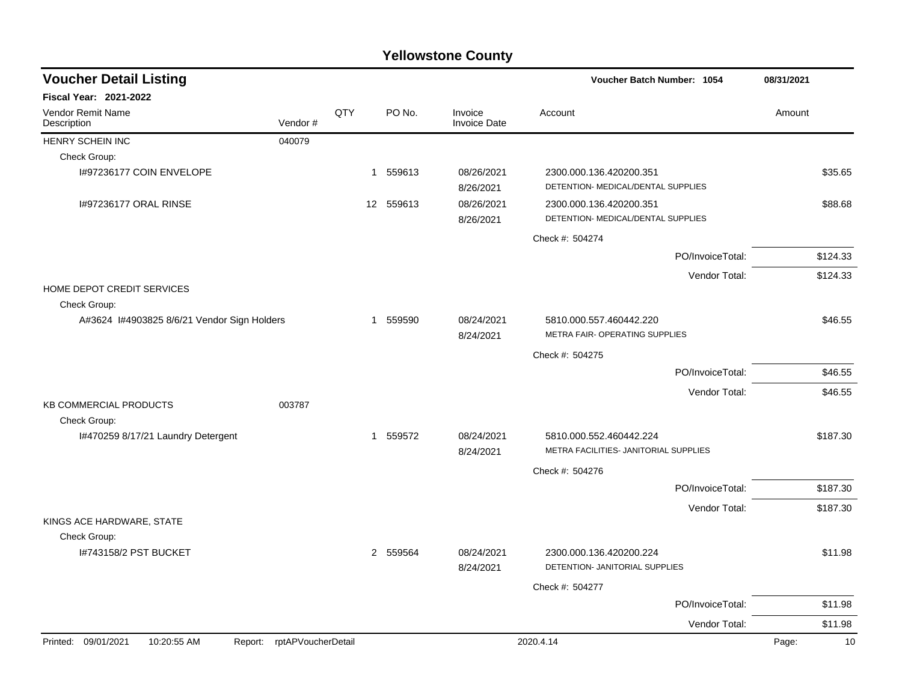# Yellowstone County

## Voucher Detail Listing

**Voucher Batch Number: 1054** | **08/31/2021**

**Fiscal Year: 2021-2022**

| Vendor Remit Name / Description | Vendor # | QTY | PO No. | Invoice / Invoice Date | Account | Amount |
|---|---|---|---|---|---|---|
| HENRY SCHEIN INC | 040079 | | | | | |
| Check Group: | | | | | | |
| I#97236177 COIN ENVELOPE | | 1 | 559613 | 08/26/2021<br>8/26/2021 | 2300.000.136.420200.351<br>DETENTION- MEDICAL/DENTAL SUPPLIES | $35.65 |
| I#97236177 ORAL RINSE | | 12 | 559613 | 08/26/2021<br>8/26/2021 | 2300.000.136.420200.351<br>DETENTION- MEDICAL/DENTAL SUPPLIES | $88.68 |
| | | | | | Check #: 504274 | |
| | | | | | PO/InvoiceTotal: | $124.33 |
| | | | | | Vendor Total: | $124.33 |
| HOME DEPOT CREDIT SERVICES | | | | | | |
| Check Group: | | | | | | |
| A#3624 I#4903825 8/6/21 Vendor Sign Holders | | 1 | 559590 | 08/24/2021<br>8/24/2021 | 5810.000.557.460442.220<br>METRA FAIR- OPERATING SUPPLIES | $46.55 |
| | | | | | Check #: 504275 | |
| | | | | | PO/InvoiceTotal: | $46.55 |
| | | | | | Vendor Total: | $46.55 |
| KB COMMERCIAL PRODUCTS | 003787 | | | | | |
| Check Group: | | | | | | |
| I#470259 8/17/21 Laundry Detergent | | 1 | 559572 | 08/24/2021<br>8/24/2021 | 5810.000.552.460442.224<br>METRA FACILITIES- JANITORIAL SUPPLIES | $187.30 |
| | | | | | Check #: 504276 | |
| | | | | | PO/InvoiceTotal: | $187.30 |
| | | | | | Vendor Total: | $187.30 |
| KINGS ACE HARDWARE, STATE | | | | | | |
| Check Group: | | | | | | |
| I#743158/2 PST BUCKET | | 2 | 559564 | 08/24/2021<br>8/24/2021 | 2300.000.136.420200.224<br>DETENTION- JANITORIAL SUPPLIES | $11.98 |
| | | | | | Check #: 504277 | |
| | | | | | PO/InvoiceTotal: | $11.98 |
| | | | | | Vendor Total: | $11.98 |

Printed: 09/01/2021 10:20:55 AM Report: rptAPVoucherDetail 2020.4.14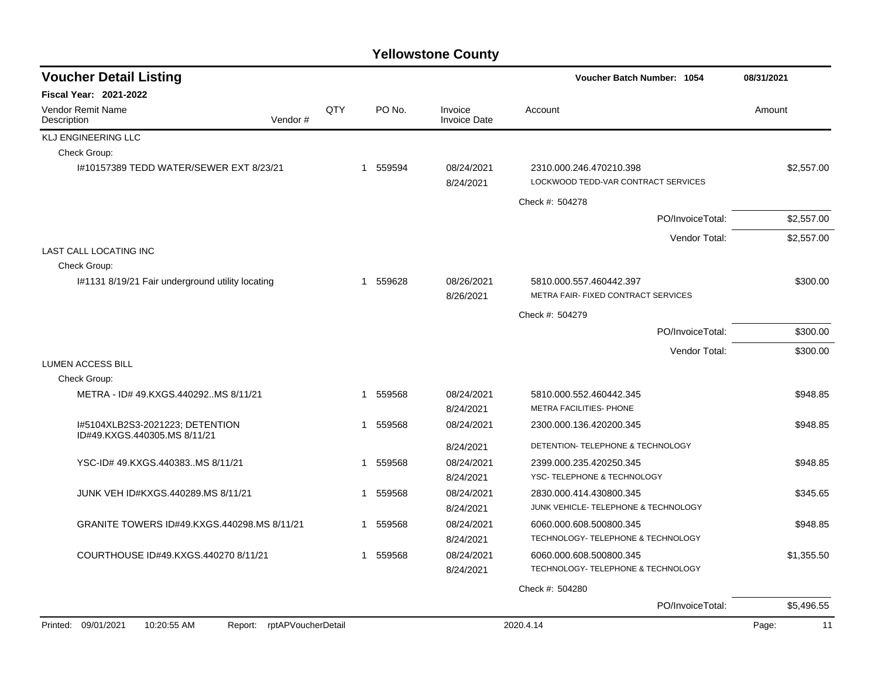# Yellowstone County

## Voucher Detail Listing

**Voucher Batch Number: 1054** 08/31/2021

**Fiscal Year: 2021-2022**

| Vendor Remit Name / Description | Vendor # | QTY | PO No. | Invoice / Invoice Date | Account | Amount |
|---|---|---|---|---|---|---|
| **KLJ ENGINEERING LLC** | | | | | | |
| Check Group: | | | | | | |
| I#10157389 TEDD WATER/SEWER EXT 8/23/21 | | 1 | 559594 | 08/24/2021<br>8/24/2021 | 2310.000.246.470210.398<br>LOCKWOOD TEDD-VAR CONTRACT SERVICES | $2,557.00 |
| | | | | | Check #: 504278 | |
| | | | | | PO/InvoiceTotal: | $2,557.00 |
| | | | | | Vendor Total: | $2,557.00 |
| **LAST CALL LOCATING INC** | | | | | | |
| Check Group: | | | | | | |
| I#1131 8/19/21 Fair underground utility locating | | 1 | 559628 | 08/26/2021<br>8/26/2021 | 5810.000.557.460442.397<br>METRA FAIR- FIXED CONTRACT SERVICES | $300.00 |
| | | | | | Check #: 504279 | |
| | | | | | PO/InvoiceTotal: | $300.00 |
| | | | | | Vendor Total: | $300.00 |
| **LUMEN ACCESS BILL** | | | | | | |
| Check Group: | | | | | | |
| METRA - ID# 49.KXGS.440292..MS 8/11/21 | | 1 | 559568 | 08/24/2021<br>8/24/2021 | 5810.000.552.460442.345<br>METRA FACILITIES- PHONE | $948.85 |
| I#5104XLB2S3-2021223; DETENTION ID#49.KXGS.440305.MS 8/11/21 | | 1 | 559568 | 08/24/2021<br>8/24/2021 | 2300.000.136.420200.345<br>DETENTION- TELEPHONE & TECHNOLOGY | $948.85 |
| YSC-ID# 49.KXGS.440383..MS 8/11/21 | | 1 | 559568 | 08/24/2021<br>8/24/2021 | 2399.000.235.420250.345<br>YSC- TELEPHONE & TECHNOLOGY | $948.85 |
| JUNK VEH ID#KXGS.440289.MS 8/11/21 | | 1 | 559568 | 08/24/2021<br>8/24/2021 | 2830.000.414.430800.345<br>JUNK VEHICLE- TELEPHONE & TECHNOLOGY | $345.65 |
| GRANITE TOWERS ID#49.KXGS.440298.MS 8/11/21 | | 1 | 559568 | 08/24/2021<br>8/24/2021 | 6060.000.608.500800.345<br>TECHNOLOGY- TELEPHONE & TECHNOLOGY | $948.85 |
| COURTHOUSE ID#49.KXGS.440270 8/11/21 | | 1 | 559568 | 08/24/2021<br>8/24/2021 | 6060.000.608.500800.345<br>TECHNOLOGY- TELEPHONE & TECHNOLOGY | $1,355.50 |
| | | | | | Check #: 504280 | |
| | | | | | PO/InvoiceTotal: | $5,496.55 |

Printed: 09/01/2021 10:20:55 AM Report: rptAPVoucherDetail 2020.4.14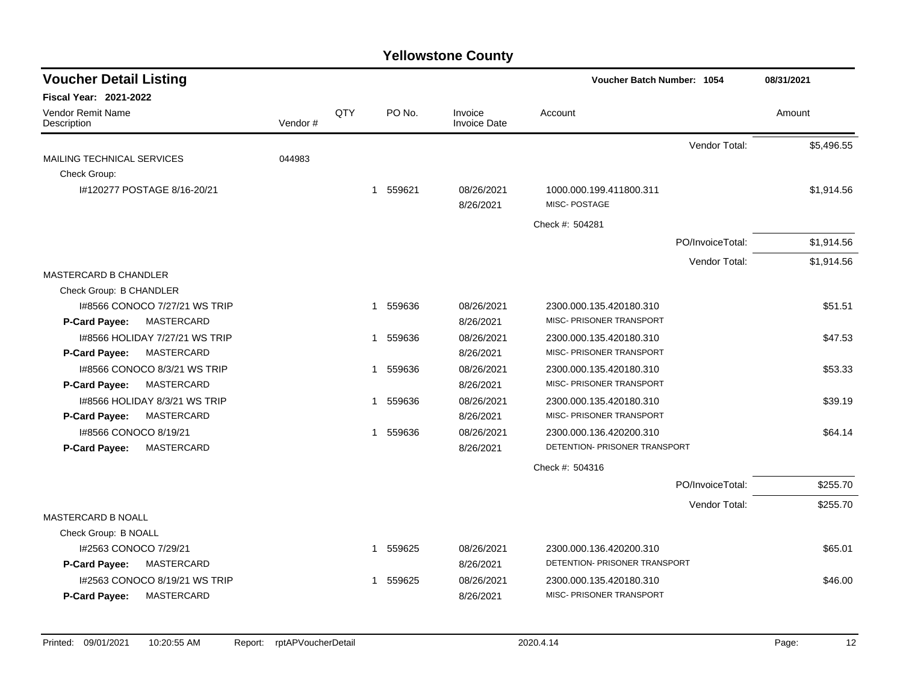# Yellowstone County

## Voucher Detail Listing

**Voucher Batch Number: 1054** — 08/31/2021

**Fiscal Year: 2021-2022**

| Vendor Remit Name / Description | Vendor # | QTY | PO No. | Invoice / Invoice Date | Account | Amount |
|---|---|---|---|---|---|---|
| | | | | | Vendor Total: | $5,496.55 |
| MAILING TECHNICAL SERVICES | 044983 | | | | | |
| Check Group: | | | | | | |
| I#120277 POSTAGE 8/16-20/21 | | 1 | 559621 | 08/26/2021<br>8/26/2021 | 1000.000.199.411800.311<br>MISC- POSTAGE | $1,914.56 |
| | | | | | Check #: 504281 | |
| | | | | | PO/InvoiceTotal: | $1,914.56 |
| | | | | | Vendor Total: | $1,914.56 |
| MASTERCARD B CHANDLER | | | | | | |
| Check Group: B CHANDLER | | | | | | |
| I#8566 CONOCO 7/27/21 WS TRIP<br>**P-Card Payee:** MASTERCARD | | 1 | 559636 | 08/26/2021<br>8/26/2021 | 2300.000.135.420180.310<br>MISC- PRISONER TRANSPORT | $51.51 |
| I#8566 HOLIDAY 7/27/21 WS TRIP<br>**P-Card Payee:** MASTERCARD | | 1 | 559636 | 08/26/2021<br>8/26/2021 | 2300.000.135.420180.310<br>MISC- PRISONER TRANSPORT | $47.53 |
| I#8566 CONOCO 8/3/21 WS TRIP<br>**P-Card Payee:** MASTERCARD | | 1 | 559636 | 08/26/2021<br>8/26/2021 | 2300.000.135.420180.310<br>MISC- PRISONER TRANSPORT | $53.33 |
| I#8566 HOLIDAY 8/3/21 WS TRIP<br>**P-Card Payee:** MASTERCARD | | 1 | 559636 | 08/26/2021<br>8/26/2021 | 2300.000.135.420180.310<br>MISC- PRISONER TRANSPORT | $39.19 |
| I#8566 CONOCO 8/19/21<br>**P-Card Payee:** MASTERCARD | | 1 | 559636 | 08/26/2021<br>8/26/2021 | 2300.000.136.420200.310<br>DETENTION- PRISONER TRANSPORT | $64.14 |
| | | | | | Check #: 504316 | |
| | | | | | PO/InvoiceTotal: | $255.70 |
| | | | | | Vendor Total: | $255.70 |
| MASTERCARD B NOALL | | | | | | |
| Check Group: B NOALL | | | | | | |
| I#2563 CONOCO 7/29/21<br>**P-Card Payee:** MASTERCARD | | 1 | 559625 | 08/26/2021<br>8/26/2021 | 2300.000.136.420200.310<br>DETENTION- PRISONER TRANSPORT | $65.01 |
| I#2563 CONOCO 8/19/21 WS TRIP<br>**P-Card Payee:** MASTERCARD | | 1 | 559625 | 08/26/2021<br>8/26/2021 | 2300.000.135.420180.310<br>MISC- PRISONER TRANSPORT | $46.00 |

Printed: 09/01/2021 10:20:55 AM Report: rptAPVoucherDetail 2020.4.14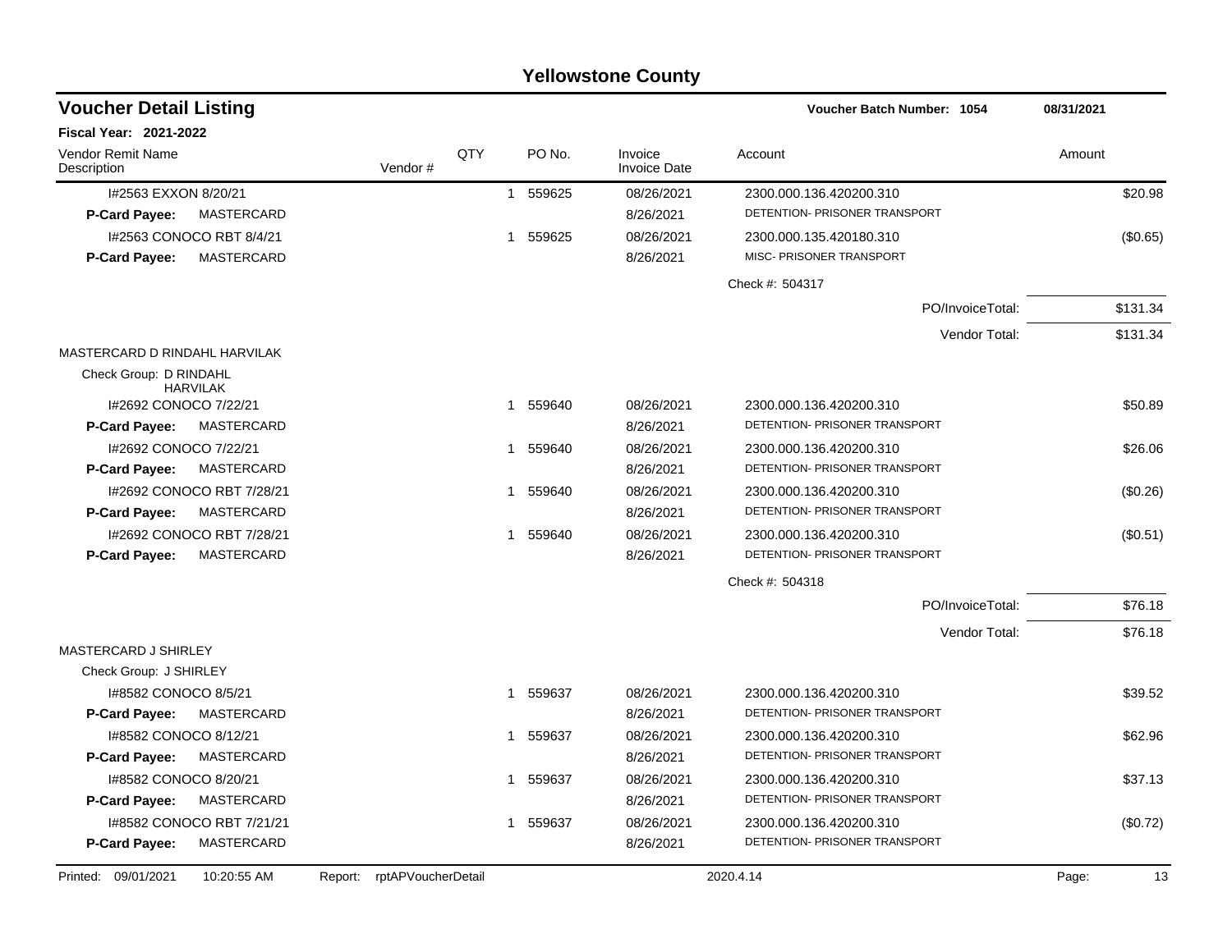# Yellowstone County

## Voucher Detail Listing

**Voucher Batch Number: 1054** 08/31/2021

**Fiscal Year: 2021-2022**

| Vendor Remit Name / Description | Vendor # | QTY | PO No. | Invoice / Invoice Date | Account | Amount |
|---|---|---|---|---|---|---|
| I#2563 EXXON 8/20/21 | | 1 | 559625 | 08/26/2021 | 2300.000.136.420200.310 | $20.98 |
| **P-Card Payee:** MASTERCARD | | | | 8/26/2021 | DETENTION- PRISONER TRANSPORT | |
| I#2563 CONOCO RBT 8/4/21 | | 1 | 559625 | 08/26/2021 | 2300.000.135.420180.310 | ($0.65) |
| **P-Card Payee:** MASTERCARD | | | | 8/26/2021 | MISC- PRISONER TRANSPORT | |
| | | | | | Check #: 504317 | |
| | | | | | PO/InvoiceTotal: | $131.34 |
| | | | | | Vendor Total: | $131.34 |
| MASTERCARD D RINDAHL HARVILAK | | | | | | |
| Check Group: D RINDAHL HARVILAK | | | | | | |
| I#2692 CONOCO 7/22/21 | | 1 | 559640 | 08/26/2021 | 2300.000.136.420200.310 | $50.89 |
| **P-Card Payee:** MASTERCARD | | | | 8/26/2021 | DETENTION- PRISONER TRANSPORT | |
| I#2692 CONOCO 7/22/21 | | 1 | 559640 | 08/26/2021 | 2300.000.136.420200.310 | $26.06 |
| **P-Card Payee:** MASTERCARD | | | | 8/26/2021 | DETENTION- PRISONER TRANSPORT | |
| I#2692 CONOCO RBT 7/28/21 | | 1 | 559640 | 08/26/2021 | 2300.000.136.420200.310 | ($0.26) |
| **P-Card Payee:** MASTERCARD | | | | 8/26/2021 | DETENTION- PRISONER TRANSPORT | |
| I#2692 CONOCO RBT 7/28/21 | | 1 | 559640 | 08/26/2021 | 2300.000.136.420200.310 | ($0.51) |
| **P-Card Payee:** MASTERCARD | | | | 8/26/2021 | DETENTION- PRISONER TRANSPORT | |
| | | | | | Check #: 504318 | |
| | | | | | PO/InvoiceTotal: | $76.18 |
| | | | | | Vendor Total: | $76.18 |
| MASTERCARD J SHIRLEY | | | | | | |
| Check Group: J SHIRLEY | | | | | | |
| I#8582 CONOCO 8/5/21 | | 1 | 559637 | 08/26/2021 | 2300.000.136.420200.310 | $39.52 |
| **P-Card Payee:** MASTERCARD | | | | 8/26/2021 | DETENTION- PRISONER TRANSPORT | |
| I#8582 CONOCO 8/12/21 | | 1 | 559637 | 08/26/2021 | 2300.000.136.420200.310 | $62.96 |
| **P-Card Payee:** MASTERCARD | | | | 8/26/2021 | DETENTION- PRISONER TRANSPORT | |
| I#8582 CONOCO 8/20/21 | | 1 | 559637 | 08/26/2021 | 2300.000.136.420200.310 | $37.13 |
| **P-Card Payee:** MASTERCARD | | | | 8/26/2021 | DETENTION- PRISONER TRANSPORT | |
| I#8582 CONOCO RBT 7/21/21 | | 1 | 559637 | 08/26/2021 | 2300.000.136.420200.310 | ($0.72) |
| **P-Card Payee:** MASTERCARD | | | | 8/26/2021 | DETENTION- PRISONER TRANSPORT | |

Printed: 09/01/2021 10:20:55 AM Report: rptAPVoucherDetail 2020.4.14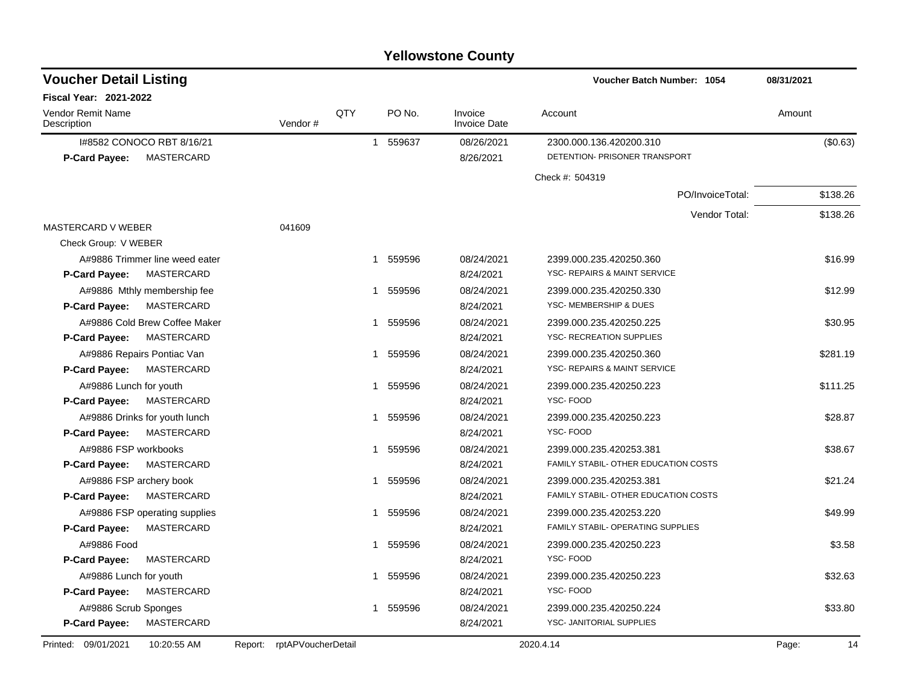# Yellowstone County

## Voucher Detail Listing

**Voucher Batch Number: 1054** 08/31/2021

**Fiscal Year: 2021-2022**

| Vendor Remit Name / Description | Vendor # | QTY | PO No. | Invoice / Invoice Date | Account | Amount |
|---|---|---|---|---|---|---|
| I#8582 CONOCO RBT 8/16/21 | | 1 | 559637 | 08/26/2021 | 2300.000.136.420200.310 | ($0.63) |
| **P-Card Payee:** MASTERCARD | | | | 8/26/2021 | DETENTION- PRISONER TRANSPORT | |
| | | | | | Check #: 504319 | |
| | | | | | PO/InvoiceTotal: | $138.26 |
| | | | | | Vendor Total: | $138.26 |
| MASTERCARD V WEBER | 041609 | | | | | |
| Check Group: V WEBER | | | | | | |
| A#9886 Trimmer line weed eater | | 1 | 559596 | 08/24/2021 | 2399.000.235.420250.360 | $16.99 |
| **P-Card Payee:** MASTERCARD | | | | 8/24/2021 | YSC- REPAIRS & MAINT SERVICE | |
| A#9886 Mthly membership fee | | 1 | 559596 | 08/24/2021 | 2399.000.235.420250.330 | $12.99 |
| **P-Card Payee:** MASTERCARD | | | | 8/24/2021 | YSC- MEMBERSHIP & DUES | |
| A#9886 Cold Brew Coffee Maker | | 1 | 559596 | 08/24/2021 | 2399.000.235.420250.225 | $30.95 |
| **P-Card Payee:** MASTERCARD | | | | 8/24/2021 | YSC- RECREATION SUPPLIES | |
| A#9886 Repairs Pontiac Van | | 1 | 559596 | 08/24/2021 | 2399.000.235.420250.360 | $281.19 |
| **P-Card Payee:** MASTERCARD | | | | 8/24/2021 | YSC- REPAIRS & MAINT SERVICE | |
| A#9886 Lunch for youth | | 1 | 559596 | 08/24/2021 | 2399.000.235.420250.223 | $111.25 |
| **P-Card Payee:** MASTERCARD | | | | 8/24/2021 | YSC- FOOD | |
| A#9886 Drinks for youth lunch | | 1 | 559596 | 08/24/2021 | 2399.000.235.420250.223 | $28.87 |
| **P-Card Payee:** MASTERCARD | | | | 8/24/2021 | YSC- FOOD | |
| A#9886 FSP workbooks | | 1 | 559596 | 08/24/2021 | 2399.000.235.420253.381 | $38.67 |
| **P-Card Payee:** MASTERCARD | | | | 8/24/2021 | FAMILY STABIL- OTHER EDUCATION COSTS | |
| A#9886 FSP archery book | | 1 | 559596 | 08/24/2021 | 2399.000.235.420253.381 | $21.24 |
| **P-Card Payee:** MASTERCARD | | | | 8/24/2021 | FAMILY STABIL- OTHER EDUCATION COSTS | |
| A#9886 FSP operating supplies | | 1 | 559596 | 08/24/2021 | 2399.000.235.420253.220 | $49.99 |
| **P-Card Payee:** MASTERCARD | | | | 8/24/2021 | FAMILY STABIL- OPERATING SUPPLIES | |
| A#9886 Food | | 1 | 559596 | 08/24/2021 | 2399.000.235.420250.223 | $3.58 |
| **P-Card Payee:** MASTERCARD | | | | 8/24/2021 | YSC- FOOD | |
| A#9886 Lunch for youth | | 1 | 559596 | 08/24/2021 | 2399.000.235.420250.223 | $32.63 |
| **P-Card Payee:** MASTERCARD | | | | 8/24/2021 | YSC- FOOD | |
| A#9886 Scrub Sponges | | 1 | 559596 | 08/24/2021 | 2399.000.235.420250.224 | $33.80 |
| **P-Card Payee:** MASTERCARD | | | | 8/24/2021 | YSC- JANITORIAL SUPPLIES | |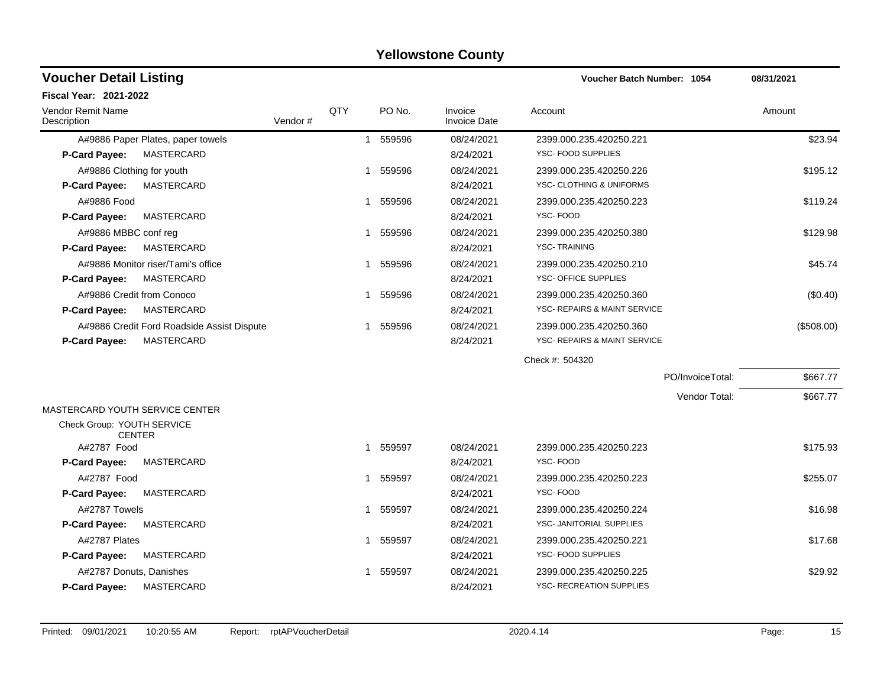# Yellowstone County

## Voucher Detail Listing

**Voucher Batch Number: 1054** — 08/31/2021

**Fiscal Year: 2021-2022**

| Vendor Remit Name / Description | Vendor # | QTY | PO No. | Invoice / Invoice Date | Account | Amount |
|---|---|---|---|---|---|---|
| A#9886 Paper Plates, paper towels | | 1 | 559596 | 08/24/2021 | 2399.000.235.420250.221 | $23.94 |
| **P-Card Payee:** MASTERCARD | | | | 8/24/2021 | YSC- FOOD SUPPLIES | |
| A#9886 Clothing for youth | | 1 | 559596 | 08/24/2021 | 2399.000.235.420250.226 | $195.12 |
| **P-Card Payee:** MASTERCARD | | | | 8/24/2021 | YSC- CLOTHING & UNIFORMS | |
| A#9886 Food | | 1 | 559596 | 08/24/2021 | 2399.000.235.420250.223 | $119.24 |
| **P-Card Payee:** MASTERCARD | | | | 8/24/2021 | YSC- FOOD | |
| A#9886 MBBC conf reg | | 1 | 559596 | 08/24/2021 | 2399.000.235.420250.380 | $129.98 |
| **P-Card Payee:** MASTERCARD | | | | 8/24/2021 | YSC- TRAINING | |
| A#9886 Monitor riser/Tami's office | | 1 | 559596 | 08/24/2021 | 2399.000.235.420250.210 | $45.74 |
| **P-Card Payee:** MASTERCARD | | | | 8/24/2021 | YSC- OFFICE SUPPLIES | |
| A#9886 Credit from Conoco | | 1 | 559596 | 08/24/2021 | 2399.000.235.420250.360 | ($0.40) |
| **P-Card Payee:** MASTERCARD | | | | 8/24/2021 | YSC- REPAIRS & MAINT SERVICE | |
| A#9886 Credit Ford Roadside Assist Dispute | | 1 | 559596 | 08/24/2021 | 2399.000.235.420250.360 | ($508.00) |
| **P-Card Payee:** MASTERCARD | | | | 8/24/2021 | YSC- REPAIRS & MAINT SERVICE | |
| | | | | | Check #: 504320 | |
| | | | | | PO/InvoiceTotal: | $667.77 |
| | | | | | Vendor Total: | $667.77 |

MASTERCARD YOUTH SERVICE CENTER

Check Group: YOUTH SERVICE CENTER

| Vendor Remit Name / Description | Vendor # | QTY | PO No. | Invoice / Invoice Date | Account | Amount |
|---|---|---|---|---|---|---|
| A#2787 Food | | 1 | 559597 | 08/24/2021 | 2399.000.235.420250.223 | $175.93 |
| **P-Card Payee:** MASTERCARD | | | | 8/24/2021 | YSC- FOOD | |
| A#2787 Food | | 1 | 559597 | 08/24/2021 | 2399.000.235.420250.223 | $255.07 |
| **P-Card Payee:** MASTERCARD | | | | 8/24/2021 | YSC- FOOD | |
| A#2787 Towels | | 1 | 559597 | 08/24/2021 | 2399.000.235.420250.224 | $16.98 |
| **P-Card Payee:** MASTERCARD | | | | 8/24/2021 | YSC- JANITORIAL SUPPLIES | |
| A#2787 Plates | | 1 | 559597 | 08/24/2021 | 2399.000.235.420250.221 | $17.68 |
| **P-Card Payee:** MASTERCARD | | | | 8/24/2021 | YSC- FOOD SUPPLIES | |
| A#2787 Donuts, Danishes | | 1 | 559597 | 08/24/2021 | 2399.000.235.420250.225 | $29.92 |
| **P-Card Payee:** MASTERCARD | | | | 8/24/2021 | YSC- RECREATION SUPPLIES | |

Printed: 09/01/2021 10:20:55 AM Report: rptAPVoucherDetail 2020.4.14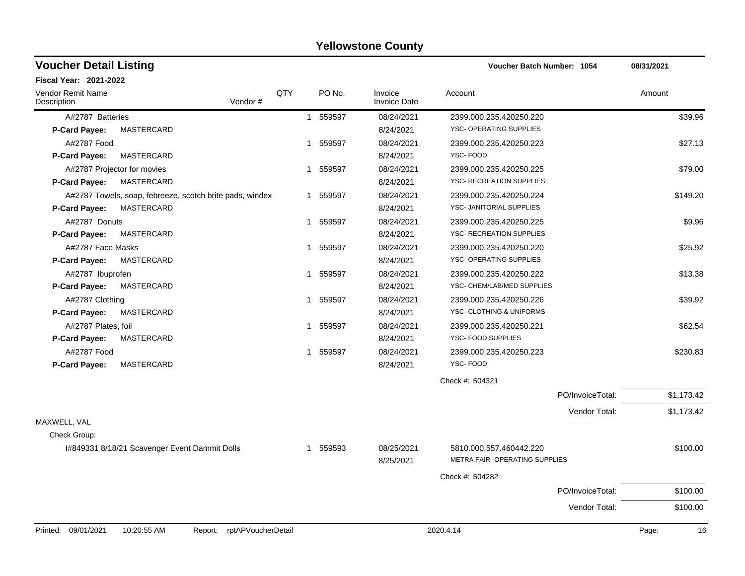# Yellowstone County

## Voucher Detail Listing

**Voucher Batch Number: 1054** 08/31/2021

**Fiscal Year: 2021-2022**

| Vendor Remit Name / Description | Vendor # | QTY | PO No. | Invoice / Invoice Date | Account | Amount |
|---|---|---|---|---|---|---|
| A#2787 Batteries | | 1 | 559597 | 08/24/2021 | 2399.000.235.420250.220 | $39.96 |
| **P-Card Payee:** MASTERCARD | | | | 8/24/2021 | YSC- OPERATING SUPPLIES | |
| A#2787 Food | | 1 | 559597 | 08/24/2021 | 2399.000.235.420250.223 | $27.13 |
| **P-Card Payee:** MASTERCARD | | | | 8/24/2021 | YSC- FOOD | |
| A#2787 Projector for movies | | 1 | 559597 | 08/24/2021 | 2399.000.235.420250.225 | $79.00 |
| **P-Card Payee:** MASTERCARD | | | | 8/24/2021 | YSC- RECREATION SUPPLIES | |
| A#2787 Towels, soap, febreeze, scotch brite pads, windex | | 1 | 559597 | 08/24/2021 | 2399.000.235.420250.224 | $149.20 |
| **P-Card Payee:** MASTERCARD | | | | 8/24/2021 | YSC- JANITORIAL SUPPLIES | |
| A#2787 Donuts | | 1 | 559597 | 08/24/2021 | 2399.000.235.420250.225 | $9.96 |
| **P-Card Payee:** MASTERCARD | | | | 8/24/2021 | YSC- RECREATION SUPPLIES | |
| A#2787 Face Masks | | 1 | 559597 | 08/24/2021 | 2399.000.235.420250.220 | $25.92 |
| **P-Card Payee:** MASTERCARD | | | | 8/24/2021 | YSC- OPERATING SUPPLIES | |
| A#2787 Ibuprofen | | 1 | 559597 | 08/24/2021 | 2399.000.235.420250.222 | $13.38 |
| **P-Card Payee:** MASTERCARD | | | | 8/24/2021 | YSC- CHEM/LAB/MED SUPPLIES | |
| A#2787 Clothing | | 1 | 559597 | 08/24/2021 | 2399.000.235.420250.226 | $39.92 |
| **P-Card Payee:** MASTERCARD | | | | 8/24/2021 | YSC- CLOTHING & UNIFORMS | |
| A#2787 Plates, foil | | 1 | 559597 | 08/24/2021 | 2399.000.235.420250.221 | $62.54 |
| **P-Card Payee:** MASTERCARD | | | | 8/24/2021 | YSC- FOOD SUPPLIES | |
| A#2787 Food | | 1 | 559597 | 08/24/2021 | 2399.000.235.420250.223 | $230.83 |
| **P-Card Payee:** MASTERCARD | | | | 8/24/2021 | YSC- FOOD | |
| | | | | | Check #: 504321 | |
| | | | | | PO/InvoiceTotal: | $1,173.42 |
| | | | | | Vendor Total: | $1,173.42 |
| MAXWELL, VAL | | | | | | |
| Check Group: | | | | | | |
| I#849331 8/18/21 Scavenger Event Dammit Dolls | | 1 | 559593 | 08/25/2021 | 5810.000.557.460442.220 | $100.00 |
| | | | | 8/25/2021 | METRA FAIR- OPERATING SUPPLIES | |
| | | | | | Check #: 504282 | |
| | | | | | PO/InvoiceTotal: | $100.00 |
| | | | | | Vendor Total: | $100.00 |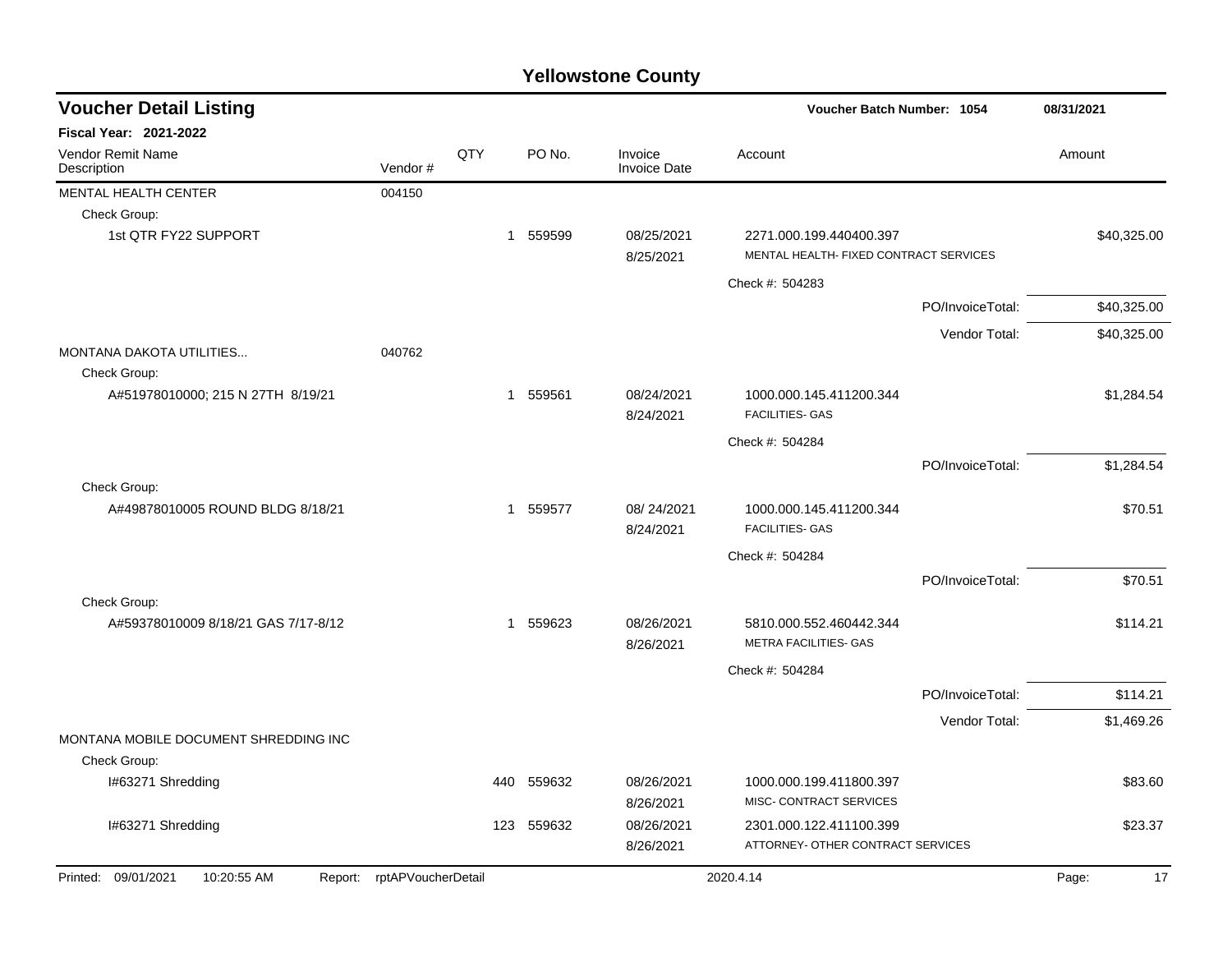# Yellowstone County

## Voucher Detail Listing

**Voucher Batch Number: 1054** — 08/31/2021

**Fiscal Year: 2021-2022**

| Vendor Remit Name / Description | Vendor # | QTY | PO No. | Invoice / Invoice Date | Account | Amount |
|---|---|---|---|---|---|---|
| MENTAL HEALTH CENTER | 004150 | | | | | |
| Check Group: | | | | | | |
| 1st QTR FY22 SUPPORT | | 1 | 559599 | 08/25/2021 / 8/25/2021 | 2271.000.199.440400.397 MENTAL HEALTH- FIXED CONTRACT SERVICES | $40,325.00 |
| | | | | | Check #: 504283 | |
| | | | | | PO/InvoiceTotal: | $40,325.00 |
| | | | | | Vendor Total: | $40,325.00 |
| MONTANA DAKOTA UTILITIES... | 040762 | | | | | |
| Check Group: | | | | | | |
| A#51978010000; 215 N 27TH 8/19/21 | | 1 | 559561 | 08/24/2021 / 8/24/2021 | 1000.000.145.411200.344 FACILITIES- GAS | $1,284.54 |
| | | | | | Check #: 504284 | |
| | | | | | PO/InvoiceTotal: | $1,284.54 |
| Check Group: | | | | | | |
| A#49878010005 ROUND BLDG 8/18/21 | | 1 | 559577 | 08/ 24/2021 / 8/24/2021 | 1000.000.145.411200.344 FACILITIES- GAS | $70.51 |
| | | | | | Check #: 504284 | |
| | | | | | PO/InvoiceTotal: | $70.51 |
| Check Group: | | | | | | |
| A#59378010009 8/18/21 GAS 7/17-8/12 | | 1 | 559623 | 08/26/2021 / 8/26/2021 | 5810.000.552.460442.344 METRA FACILITIES- GAS | $114.21 |
| | | | | | Check #: 504284 | |
| | | | | | PO/InvoiceTotal: | $114.21 |
| | | | | | Vendor Total: | $1,469.26 |
| MONTANA MOBILE DOCUMENT SHREDDING INC | | | | | | |
| Check Group: | | | | | | |
| I#63271 Shredding | | 440 | 559632 | 08/26/2021 / 8/26/2021 | 1000.000.199.411800.397 MISC- CONTRACT SERVICES | $83.60 |
| I#63271 Shredding | | 123 | 559632 | 08/26/2021 / 8/26/2021 | 2301.000.122.411100.399 ATTORNEY- OTHER CONTRACT SERVICES | $23.37 |

Printed: 09/01/2021 10:20:55 AM Report: rptAPVoucherDetail 2020.4.14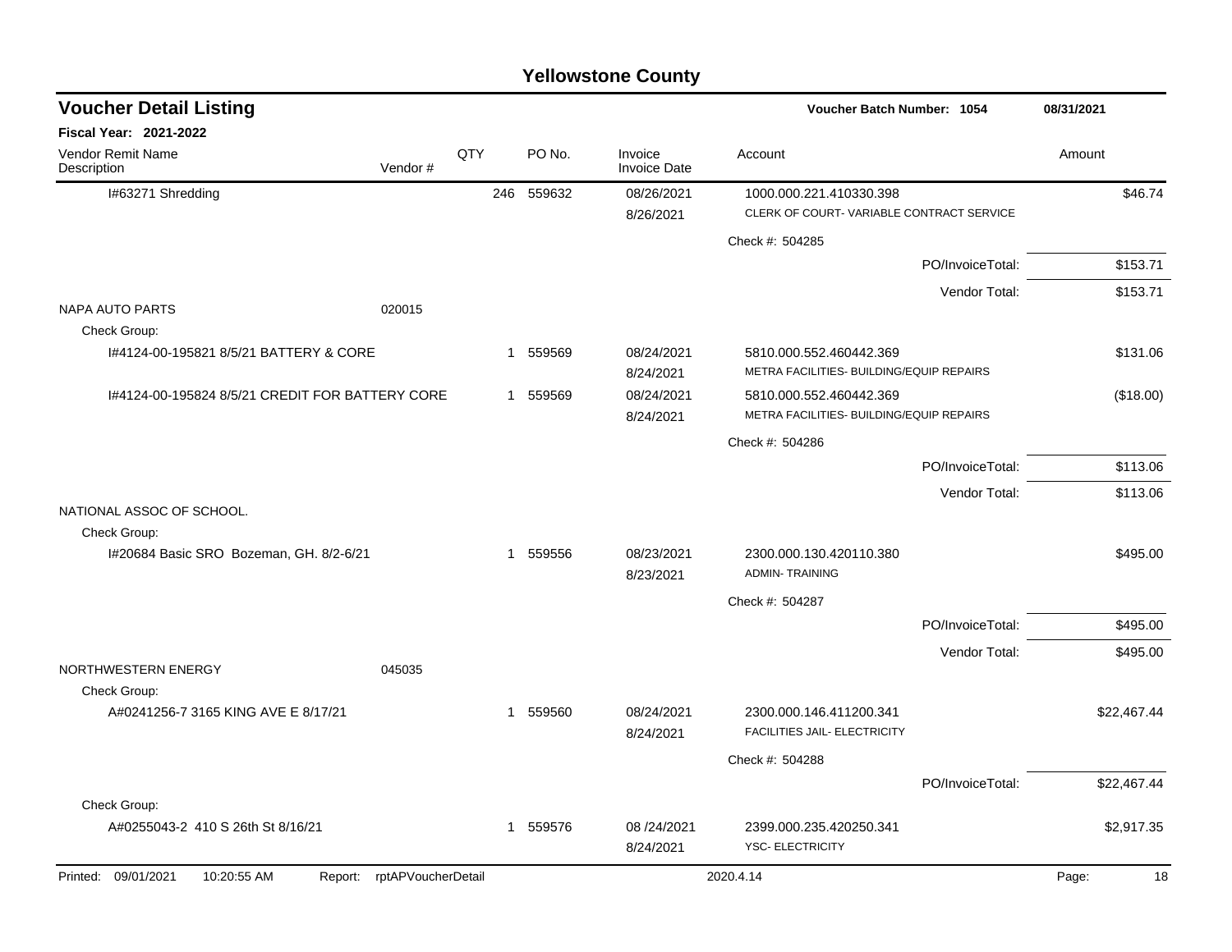# Yellowstone County

## Voucher Detail Listing

**Voucher Batch Number: 1054** 08/31/2021

**Fiscal Year: 2021-2022**

| Vendor Remit Name / Description | Vendor # | QTY | PO No. | Invoice / Invoice Date | Account | Amount |
|---|---|---|---|---|---|---|
| I#63271 Shredding | | 246 | 559632 | 08/26/2021 / 8/26/2021 | 1000.000.221.410330.398 CLERK OF COURT- VARIABLE CONTRACT SERVICE | $46.74 |
| | | | | | Check #: 504285 | |
| | | | | | PO/InvoiceTotal: | $153.71 |
| | | | | | Vendor Total: | $153.71 |
| NAPA AUTO PARTS | 020015 | | | | | |
| Check Group: | | | | | | |
| I#4124-00-195821 8/5/21 BATTERY & CORE | | 1 | 559569 | 08/24/2021 / 8/24/2021 | 5810.000.552.460442.369 METRA FACILITIES- BUILDING/EQUIP REPAIRS | $131.06 |
| I#4124-00-195824 8/5/21 CREDIT FOR BATTERY CORE | | 1 | 559569 | 08/24/2021 / 8/24/2021 | 5810.000.552.460442.369 METRA FACILITIES- BUILDING/EQUIP REPAIRS | ($18.00) |
| | | | | | Check #: 504286 | |
| | | | | | PO/InvoiceTotal: | $113.06 |
| | | | | | Vendor Total: | $113.06 |
| NATIONAL ASSOC OF SCHOOL. | | | | | | |
| Check Group: | | | | | | |
| I#20684 Basic SRO Bozeman, GH. 8/2-6/21 | | 1 | 559556 | 08/23/2021 / 8/23/2021 | 2300.000.130.420110.380 ADMIN- TRAINING | $495.00 |
| | | | | | Check #: 504287 | |
| | | | | | PO/InvoiceTotal: | $495.00 |
| | | | | | Vendor Total: | $495.00 |
| NORTHWESTERN ENERGY | 045035 | | | | | |
| Check Group: | | | | | | |
| A#0241256-7 3165 KING AVE E 8/17/21 | | 1 | 559560 | 08/24/2021 / 8/24/2021 | 2300.000.146.411200.341 FACILITIES JAIL- ELECTRICITY | $22,467.44 |
| | | | | | Check #: 504288 | |
| | | | | | PO/InvoiceTotal: | $22,467.44 |
| Check Group: | | | | | | |
| A#0255043-2 410 S 26th St 8/16/21 | | 1 | 559576 | 08 /24/2021 / 8/24/2021 | 2399.000.235.420250.341 YSC- ELECTRICITY | $2,917.35 |

Printed: 09/01/2021 10:20:55 AM Report: rptAPVoucherDetail 2020.4.14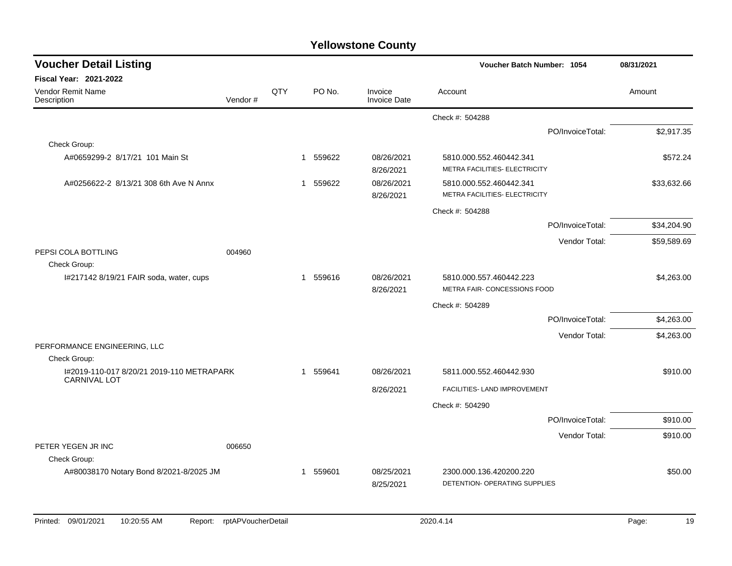# Yellowstone County

## Voucher Detail Listing

**Voucher Batch Number: 1054** | **08/31/2021**

**Fiscal Year: 2021-2022**

| Vendor Remit Name / Description | Vendor # | QTY | PO No. | Invoice / Invoice Date | Account | Amount |
|---|---|---|---|---|---|---|
| | | | | | Check #: 504288 | |
| | | | | | PO/InvoiceTotal: | $2,917.35 |
| Check Group: | | | | | | |
| A#0659299-2 8/17/21 101 Main St | | 1 | 559622 | 08/26/2021<br>8/26/2021 | 5810.000.552.460442.341<br>METRA FACILITIES- ELECTRICITY | $572.24 |
| A#0256622-2 8/13/21 308 6th Ave N Annx | | 1 | 559622 | 08/26/2021<br>8/26/2021 | 5810.000.552.460442.341<br>METRA FACILITIES- ELECTRICITY | $33,632.66 |
| | | | | | Check #: 504288 | |
| | | | | | PO/InvoiceTotal: | $34,204.90 |
| | | | | | Vendor Total: | $59,589.69 |
| PEPSI COLA BOTTLING | 004960 | | | | | |
| Check Group: | | | | | | |
| I#217142 8/19/21 FAIR soda, water, cups | | 1 | 559616 | 08/26/2021<br>8/26/2021 | 5810.000.557.460442.223<br>METRA FAIR- CONCESSIONS FOOD | $4,263.00 |
| | | | | | Check #: 504289 | |
| | | | | | PO/InvoiceTotal: | $4,263.00 |
| | | | | | Vendor Total: | $4,263.00 |
| PERFORMANCE ENGINEERING, LLC | | | | | | |
| Check Group: | | | | | | |
| I#2019-110-017 8/20/21 2019-110 METRAPARK CARNIVAL LOT | | 1 | 559641 | 08/26/2021<br>8/26/2021 | 5811.000.552.460442.930<br>FACILITIES- LAND IMPROVEMENT | $910.00 |
| | | | | | Check #: 504290 | |
| | | | | | PO/InvoiceTotal: | $910.00 |
| | | | | | Vendor Total: | $910.00 |
| PETER YEGEN JR INC | 006650 | | | | | |
| Check Group: | | | | | | |
| A#80038170 Notary Bond 8/2021-8/2025 JM | | 1 | 559601 | 08/25/2021<br>8/25/2021 | 2300.000.136.420200.220<br>DETENTION- OPERATING SUPPLIES | $50.00 |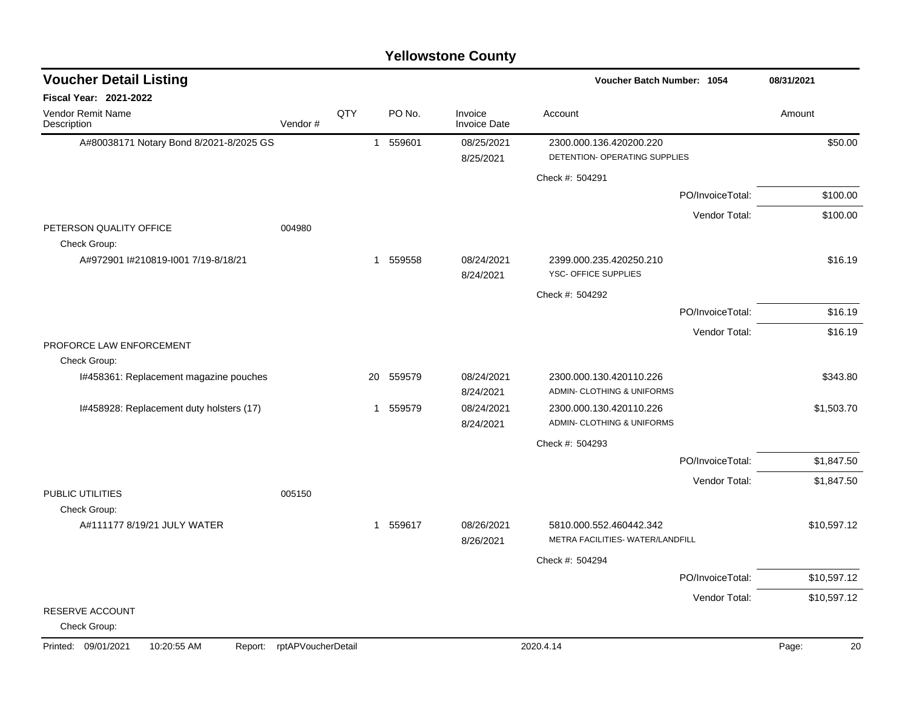# Yellowstone County

## Voucher Detail Listing

**Voucher Batch Number: 1054** 08/31/2021

**Fiscal Year: 2021-2022**

| Vendor Remit Name / Description | Vendor # | QTY | PO No. | Invoice / Invoice Date | Account | Amount |
|---|---|---|---|---|---|---|
| A#80038171 Notary Bond 8/2021-8/2025 GS | | 1 | 559601 | 08/25/2021 8/25/2021 | 2300.000.136.420200.220 DETENTION- OPERATING SUPPLIES | $50.00 |
| | | | | | Check #: 504291 | |
| | | | | | PO/InvoiceTotal: | $100.00 |
| | | | | | Vendor Total: | $100.00 |
| PETERSON QUALITY OFFICE | 004980 | | | | | |
| Check Group: | | | | | | |
| A#972901 I#210819-I001 7/19-8/18/21 | | 1 | 559558 | 08/24/2021 8/24/2021 | 2399.000.235.420250.210 YSC- OFFICE SUPPLIES | $16.19 |
| | | | | | Check #: 504292 | |
| | | | | | PO/InvoiceTotal: | $16.19 |
| | | | | | Vendor Total: | $16.19 |
| PROFORCE LAW ENFORCEMENT | | | | | | |
| Check Group: | | | | | | |
| I#458361: Replacement magazine pouches | | 20 | 559579 | 08/24/2021 8/24/2021 | 2300.000.130.420110.226 ADMIN- CLOTHING & UNIFORMS | $343.80 |
| I#458928: Replacement duty holsters (17) | | 1 | 559579 | 08/24/2021 8/24/2021 | 2300.000.130.420110.226 ADMIN- CLOTHING & UNIFORMS | $1,503.70 |
| | | | | | Check #: 504293 | |
| | | | | | PO/InvoiceTotal: | $1,847.50 |
| | | | | | Vendor Total: | $1,847.50 |
| PUBLIC UTILITIES | 005150 | | | | | |
| Check Group: | | | | | | |
| A#111177 8/19/21 JULY WATER | | 1 | 559617 | 08/26/2021 8/26/2021 | 5810.000.552.460442.342 METRA FACILITIES- WATER/LANDFILL | $10,597.12 |
| | | | | | Check #: 504294 | |
| | | | | | PO/InvoiceTotal: | $10,597.12 |
| | | | | | Vendor Total: | $10,597.12 |
| RESERVE ACCOUNT | | | | | | |
| Check Group: | | | | | | |

Printed: 09/01/2021 10:20:55 AM Report: rptAPVoucherDetail 2020.4.14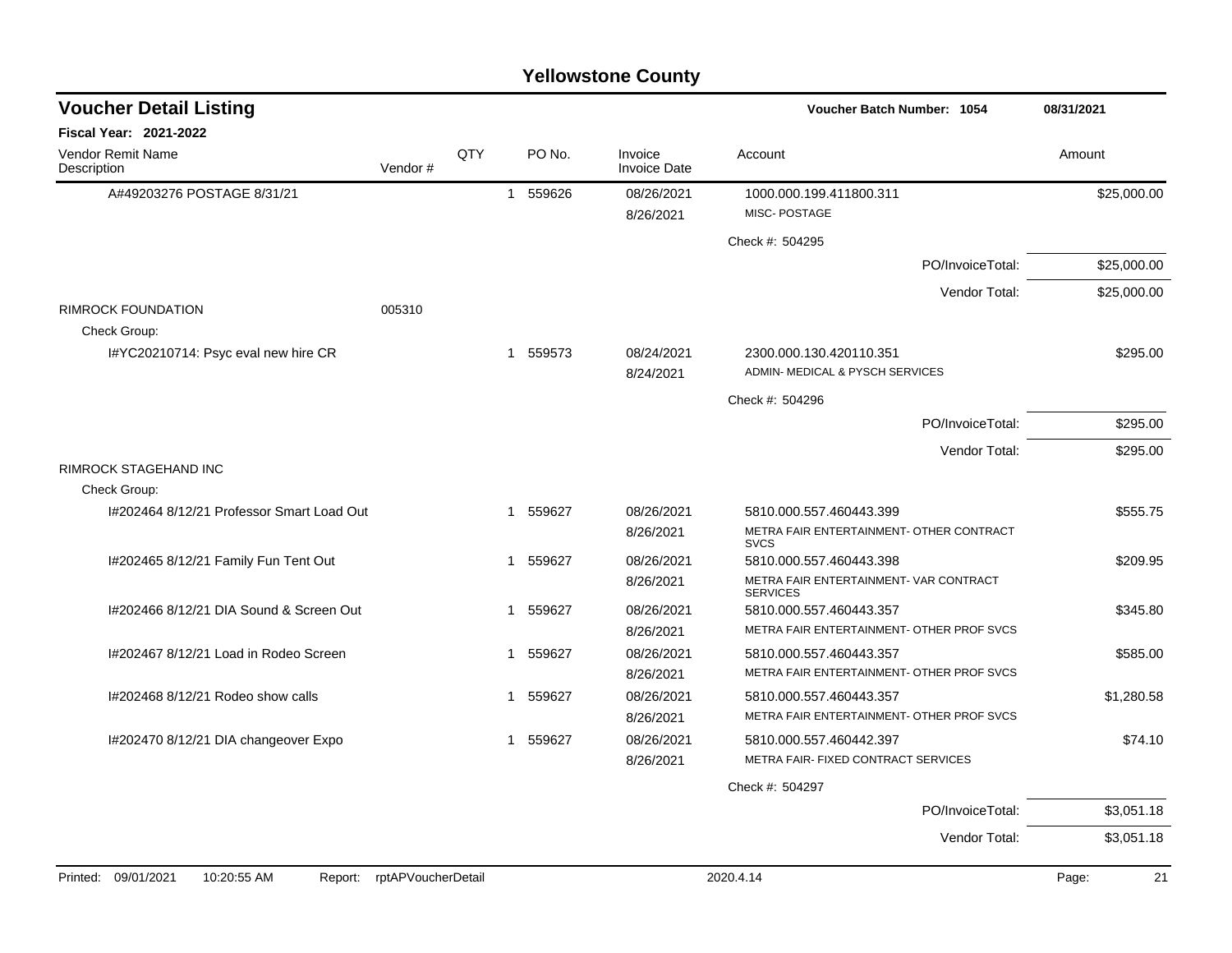# Yellowstone County

## Voucher Detail Listing

**Voucher Batch Number: 1054** — 08/31/2021

**Fiscal Year: 2021-2022**

| Vendor Remit Name / Description | Vendor # | QTY | PO No. | Invoice / Invoice Date | Account | Amount |
|---|---|---|---|---|---|---|
| A#49203276 POSTAGE 8/31/21 | | 1 | 559626 | 08/26/2021 / 8/26/2021 | 1000.000.199.411800.311 MISC- POSTAGE | $25,000.00 |
| | | | | | Check #: 504295 | |
| | | | | | PO/InvoiceTotal: | $25,000.00 |
| | | | | | Vendor Total: | $25,000.00 |
| RIMROCK FOUNDATION | 005310 | | | | | |
| Check Group: | | | | | | |
| I#YC20210714: Psyc eval new hire CR | | 1 | 559573 | 08/24/2021 / 8/24/2021 | 2300.000.130.420110.351 ADMIN- MEDICAL & PYSCH SERVICES | $295.00 |
| | | | | | Check #: 504296 | |
| | | | | | PO/InvoiceTotal: | $295.00 |
| | | | | | Vendor Total: | $295.00 |
| RIMROCK STAGEHAND INC | | | | | | |
| Check Group: | | | | | | |
| I#202464 8/12/21 Professor Smart Load Out | | 1 | 559627 | 08/26/2021 / 8/26/2021 | 5810.000.557.460443.399 METRA FAIR ENTERTAINMENT- OTHER CONTRACT SVCS | $555.75 |
| I#202465 8/12/21 Family Fun Tent Out | | 1 | 559627 | 08/26/2021 / 8/26/2021 | 5810.000.557.460443.398 METRA FAIR ENTERTAINMENT- VAR CONTRACT SERVICES | $209.95 |
| I#202466 8/12/21 DIA Sound & Screen Out | | 1 | 559627 | 08/26/2021 / 8/26/2021 | 5810.000.557.460443.357 METRA FAIR ENTERTAINMENT- OTHER PROF SVCS | $345.80 |
| I#202467 8/12/21 Load in Rodeo Screen | | 1 | 559627 | 08/26/2021 / 8/26/2021 | 5810.000.557.460443.357 METRA FAIR ENTERTAINMENT- OTHER PROF SVCS | $585.00 |
| I#202468 8/12/21 Rodeo show calls | | 1 | 559627 | 08/26/2021 / 8/26/2021 | 5810.000.557.460443.357 METRA FAIR ENTERTAINMENT- OTHER PROF SVCS | $1,280.58 |
| I#202470 8/12/21 DIA changeover Expo | | 1 | 559627 | 08/26/2021 / 8/26/2021 | 5810.000.557.460442.397 METRA FAIR- FIXED CONTRACT SERVICES | $74.10 |
| | | | | | Check #: 504297 | |
| | | | | | PO/InvoiceTotal: | $3,051.18 |
| | | | | | Vendor Total: | $3,051.18 |

Printed: 09/01/2021 10:20:55 AM Report: rptAPVoucherDetail 2020.4.14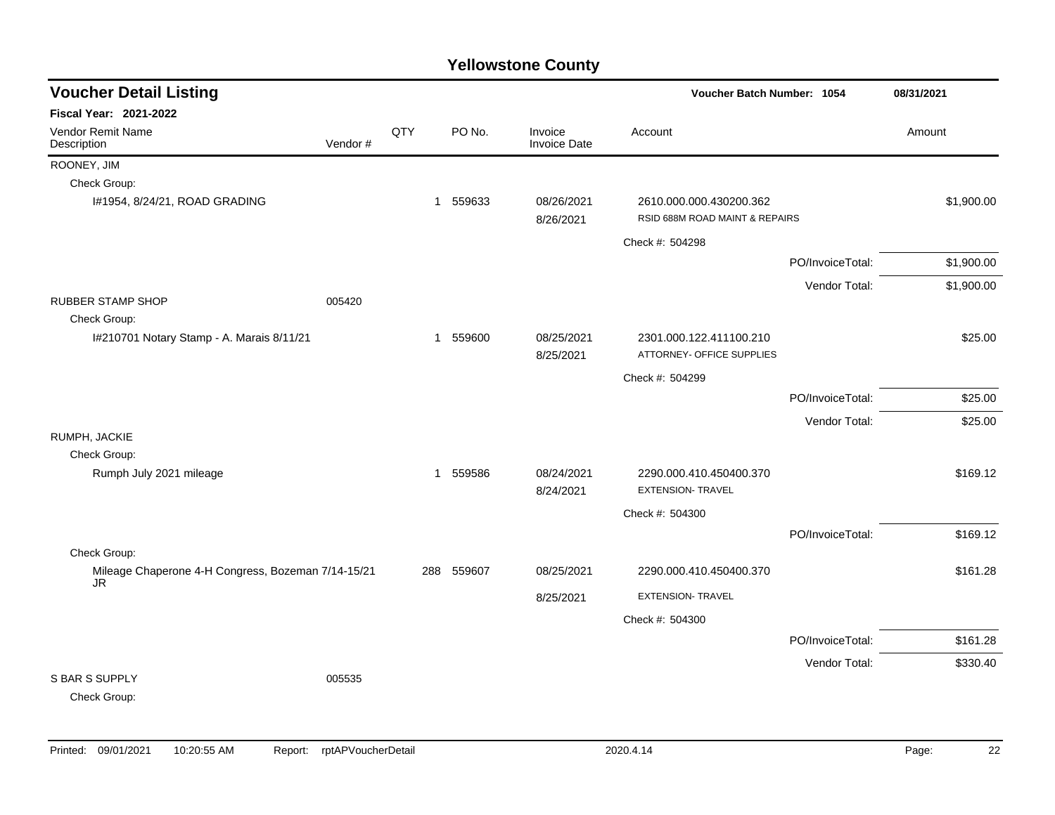# Yellowstone County

## Voucher Detail Listing

**Voucher Batch Number: 1054** — 08/31/2021

**Fiscal Year: 2021-2022**

| Vendor Remit Name / Description | Vendor # | QTY | PO No. | Invoice / Invoice Date | Account | Amount |
|---|---|---|---|---|---|---|
| ROONEY, JIM | | | | | | |
| Check Group: | | | | | | |
| I#1954, 8/24/21, ROAD GRADING | | 1 | 559633 | 08/26/2021<br>8/26/2021 | 2610.000.000.430200.362<br>RSID 688M ROAD MAINT & REPAIRS | $1,900.00 |
| | | | | | Check #: 504298 | |
| | | | | | PO/InvoiceTotal: | $1,900.00 |
| | | | | | Vendor Total: | $1,900.00 |
| RUBBER STAMP SHOP | 005420 | | | | | |
| Check Group: | | | | | | |
| I#210701 Notary Stamp - A. Marais 8/11/21 | | 1 | 559600 | 08/25/2021<br>8/25/2021 | 2301.000.122.411100.210<br>ATTORNEY- OFFICE SUPPLIES | $25.00 |
| | | | | | Check #: 504299 | |
| | | | | | PO/InvoiceTotal: | $25.00 |
| | | | | | Vendor Total: | $25.00 |
| RUMPH, JACKIE | | | | | | |
| Check Group: | | | | | | |
| Rumph July 2021 mileage | | 1 | 559586 | 08/24/2021<br>8/24/2021 | 2290.000.410.450400.370<br>EXTENSION- TRAVEL | $169.12 |
| | | | | | Check #: 504300 | |
| | | | | | PO/InvoiceTotal: | $169.12 |
| Check Group: | | | | | | |
| Mileage Chaperone 4-H Congress, Bozeman 7/14-15/21 JR | | 288 | 559607 | 08/25/2021<br>8/25/2021 | 2290.000.410.450400.370<br>EXTENSION- TRAVEL | $161.28 |
| | | | | | Check #: 504300 | |
| | | | | | PO/InvoiceTotal: | $161.28 |
| | | | | | Vendor Total: | $330.40 |
| S BAR S SUPPLY | 005535 | | | | | |
| Check Group: | | | | | | |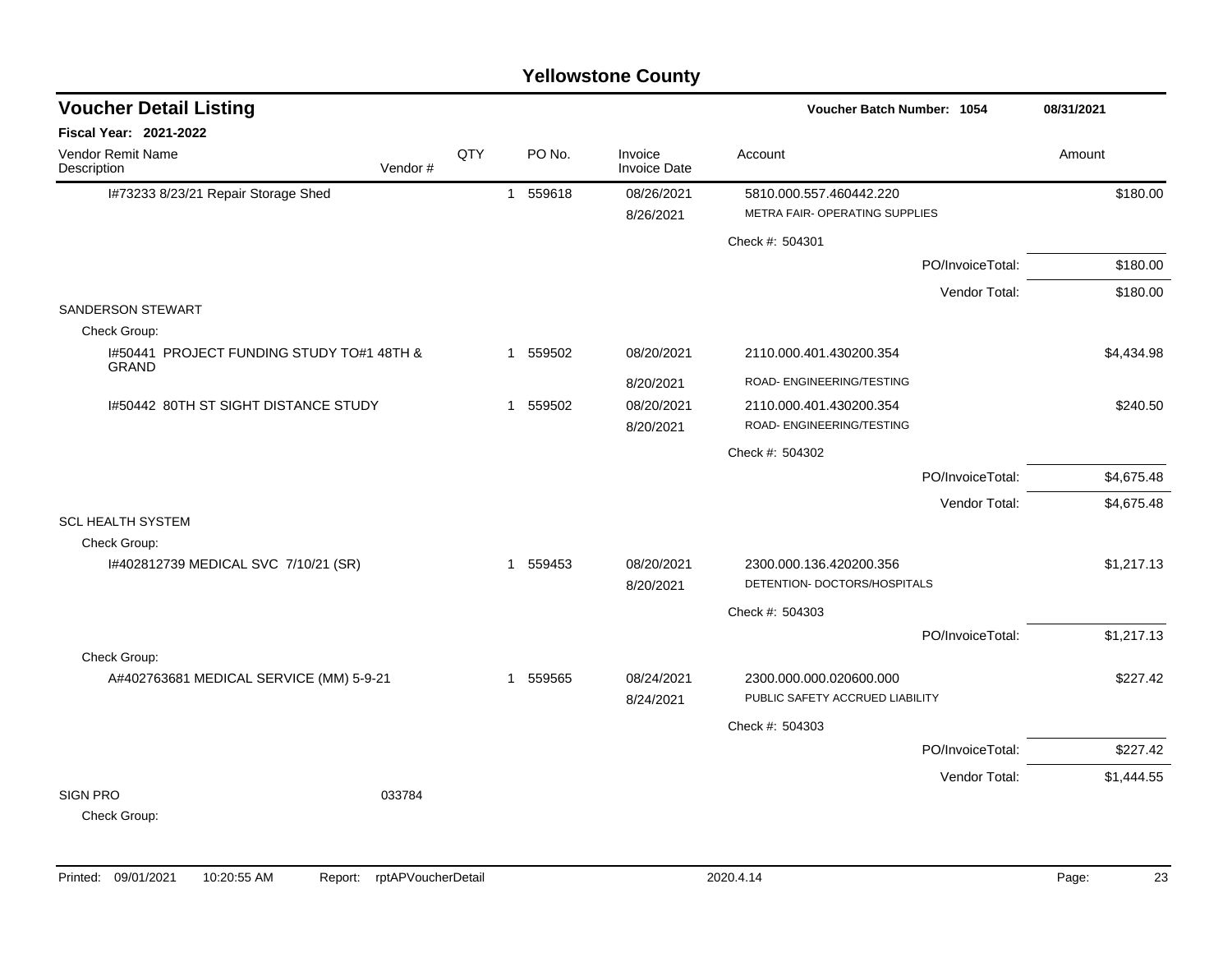# Yellowstone County

## Voucher Detail Listing

**Voucher Batch Number: 1054** | **08/31/2021**

**Fiscal Year: 2021-2022**

| Vendor Remit Name / Description | Vendor # | QTY | PO No. | Invoice / Invoice Date | Account | Amount |
|---|---|---|---|---|---|---|
| I#73233 8/23/21 Repair Storage Shed | | 1 | 559618 | 08/26/2021 | 5810.000.557.460442.220 | $180.00 |
| | | | | 8/26/2021 | METRA FAIR- OPERATING SUPPLIES | |
| | | | | | Check #: 504301 | |
| | | | | | PO/InvoiceTotal: | $180.00 |
| | | | | | Vendor Total: | $180.00 |
| SANDERSON STEWART | | | | | | |
| Check Group: | | | | | | |
| I#50441 PROJECT FUNDING STUDY TO#1 48TH & GRAND | | 1 | 559502 | 08/20/2021 | 2110.000.401.430200.354 | $4,434.98 |
| | | | | 8/20/2021 | ROAD- ENGINEERING/TESTING | |
| I#50442 80TH ST SIGHT DISTANCE STUDY | | 1 | 559502 | 08/20/2021 | 2110.000.401.430200.354 | $240.50 |
| | | | | 8/20/2021 | ROAD- ENGINEERING/TESTING | |
| | | | | | Check #: 504302 | |
| | | | | | PO/InvoiceTotal: | $4,675.48 |
| | | | | | Vendor Total: | $4,675.48 |
| SCL HEALTH SYSTEM | | | | | | |
| Check Group: | | | | | | |
| I#402812739 MEDICAL SVC 7/10/21 (SR) | | 1 | 559453 | 08/20/2021 | 2300.000.136.420200.356 | $1,217.13 |
| | | | | 8/20/2021 | DETENTION- DOCTORS/HOSPITALS | |
| | | | | | Check #: 504303 | |
| | | | | | PO/InvoiceTotal: | $1,217.13 |
| Check Group: | | | | | | |
| A#402763681 MEDICAL SERVICE (MM) 5-9-21 | | 1 | 559565 | 08/24/2021 | 2300.000.000.020600.000 | $227.42 |
| | | | | 8/24/2021 | PUBLIC SAFETY ACCRUED LIABILITY | |
| | | | | | Check #: 504303 | |
| | | | | | PO/InvoiceTotal: | $227.42 |
| | | | | | Vendor Total: | $1,444.55 |
| SIGN PRO | 033784 | | | | | |
| Check Group: | | | | | | |

Printed: 09/01/2021 10:20:55 AM Report: rptAPVoucherDetail 2020.4.14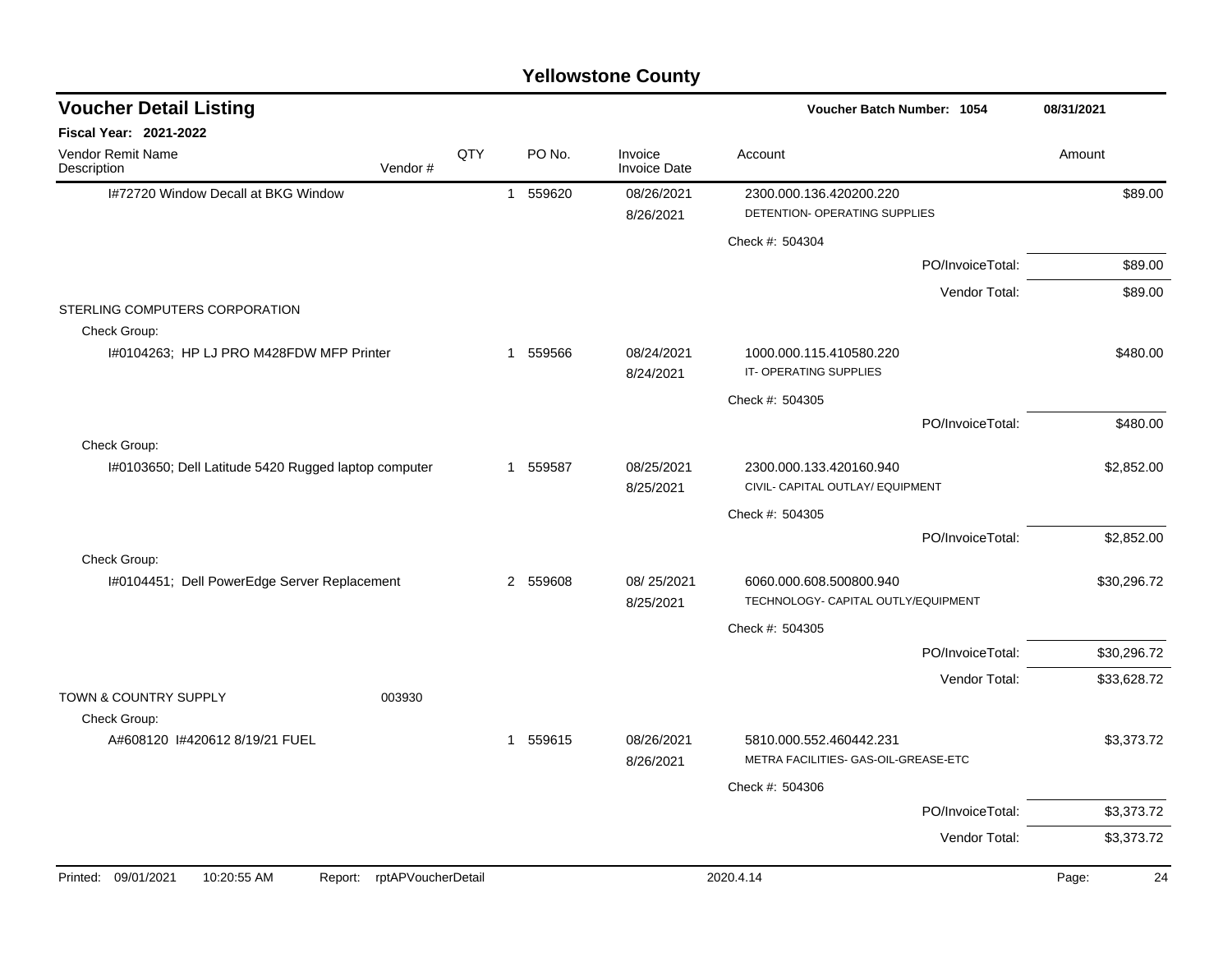# Yellowstone County

## Voucher Detail Listing

**Voucher Batch Number: 1054** — 08/31/2021

**Fiscal Year: 2021-2022**

| Vendor Remit Name / Description | Vendor # | QTY | PO No. | Invoice / Invoice Date | Account | Amount |
|---|---|---|---|---|---|---|
| I#72720 Window Decall at BKG Window | | 1 | 559620 | 08/26/2021 / 8/26/2021 | 2300.000.136.420200.220 DETENTION- OPERATING SUPPLIES | $89.00 |
| | | | | | Check #: 504304 | |
| | | | | | PO/InvoiceTotal: | $89.00 |
| | | | | | Vendor Total: | $89.00 |
| STERLING COMPUTERS CORPORATION | | | | | | |
| Check Group: | | | | | | |
| I#0104263; HP LJ PRO M428FDW MFP Printer | | 1 | 559566 | 08/24/2021 / 8/24/2021 | 1000.000.115.410580.220 IT- OPERATING SUPPLIES | $480.00 |
| | | | | | Check #: 504305 | |
| | | | | | PO/InvoiceTotal: | $480.00 |
| Check Group: | | | | | | |
| I#0103650; Dell Latitude 5420 Rugged laptop computer | | 1 | 559587 | 08/25/2021 / 8/25/2021 | 2300.000.133.420160.940 CIVIL- CAPITAL OUTLAY/ EQUIPMENT | $2,852.00 |
| | | | | | Check #: 504305 | |
| | | | | | PO/InvoiceTotal: | $2,852.00 |
| Check Group: | | | | | | |
| I#0104451; Dell PowerEdge Server Replacement | | 2 | 559608 | 08/ 25/2021 / 8/25/2021 | 6060.000.608.500800.940 TECHNOLOGY- CAPITAL OUTLY/EQUIPMENT | $30,296.72 |
| | | | | | Check #: 504305 | |
| | | | | | PO/InvoiceTotal: | $30,296.72 |
| | | | | | Vendor Total: | $33,628.72 |
| TOWN & COUNTRY SUPPLY | 003930 | | | | | |
| Check Group: | | | | | | |
| A#608120 I#420612 8/19/21 FUEL | | 1 | 559615 | 08/26/2021 / 8/26/2021 | 5810.000.552.460442.231 METRA FACILITIES- GAS-OIL-GREASE-ETC | $3,373.72 |
| | | | | | Check #: 504306 | |
| | | | | | PO/InvoiceTotal: | $3,373.72 |
| | | | | | Vendor Total: | $3,373.72 |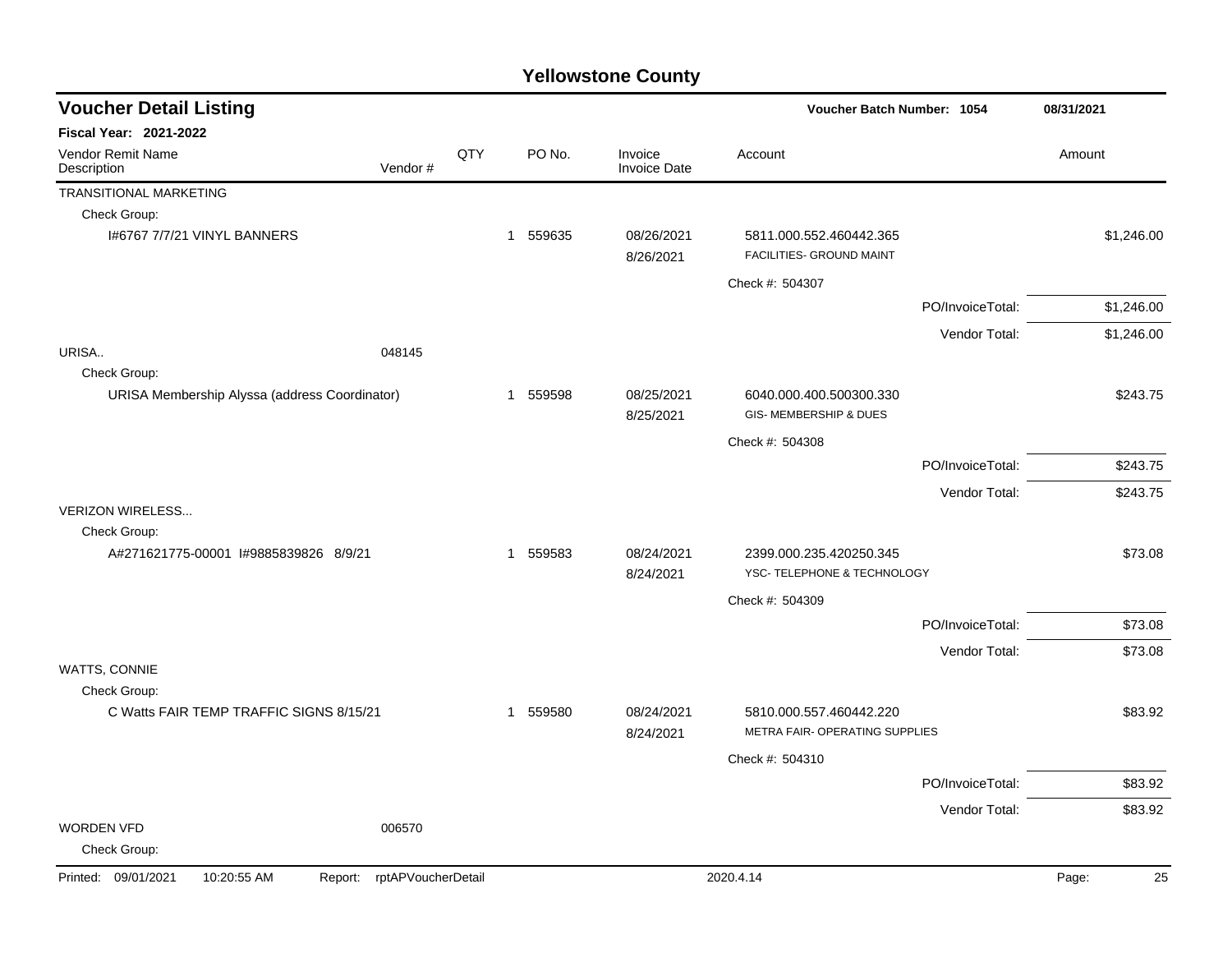# Yellowstone County

## Voucher Detail Listing

Voucher Batch Number: 1054 — 08/31/2021

**Fiscal Year: 2021-2022**

| Vendor Remit Name / Description | Vendor # | QTY | PO No. | Invoice / Invoice Date | Account | Amount |
|---|---|---|---|---|---|---|
| TRANSITIONAL MARKETING | | | | | | |
| Check Group: | | | | | | |
| I#6767 7/7/21 VINYL BANNERS | | 1 | 559635 | 08/26/2021 8/26/2021 | 5811.000.552.460442.365 FACILITIES- GROUND MAINT | $1,246.00 |
| | | | | | Check #: 504307 | |
| | | | | | PO/InvoiceTotal: | $1,246.00 |
| | | | | | Vendor Total: | $1,246.00 |
| URISA.. | 048145 | | | | | |
| Check Group: | | | | | | |
| URISA Membership Alyssa (address Coordinator) | | 1 | 559598 | 08/25/2021 8/25/2021 | 6040.000.400.500300.330 GIS- MEMBERSHIP & DUES | $243.75 |
| | | | | | Check #: 504308 | |
| | | | | | PO/InvoiceTotal: | $243.75 |
| | | | | | Vendor Total: | $243.75 |
| VERIZON WIRELESS... | | | | | | |
| Check Group: | | | | | | |
| A#271621775-00001 I#9885839826 8/9/21 | | 1 | 559583 | 08/24/2021 8/24/2021 | 2399.000.235.420250.345 YSC- TELEPHONE & TECHNOLOGY | $73.08 |
| | | | | | Check #: 504309 | |
| | | | | | PO/InvoiceTotal: | $73.08 |
| | | | | | Vendor Total: | $73.08 |
| WATTS, CONNIE | | | | | | |
| Check Group: | | | | | | |
| C Watts FAIR TEMP TRAFFIC SIGNS 8/15/21 | | 1 | 559580 | 08/24/2021 8/24/2021 | 5810.000.557.460442.220 METRA FAIR- OPERATING SUPPLIES | $83.92 |
| | | | | | Check #: 504310 | |
| | | | | | PO/InvoiceTotal: | $83.92 |
| | | | | | Vendor Total: | $83.92 |
| WORDEN VFD | 006570 | | | | | |
| Check Group: | | | | | | |

Printed: 09/01/2021 10:20:55 AM Report: rptAPVoucherDetail 2020.4.14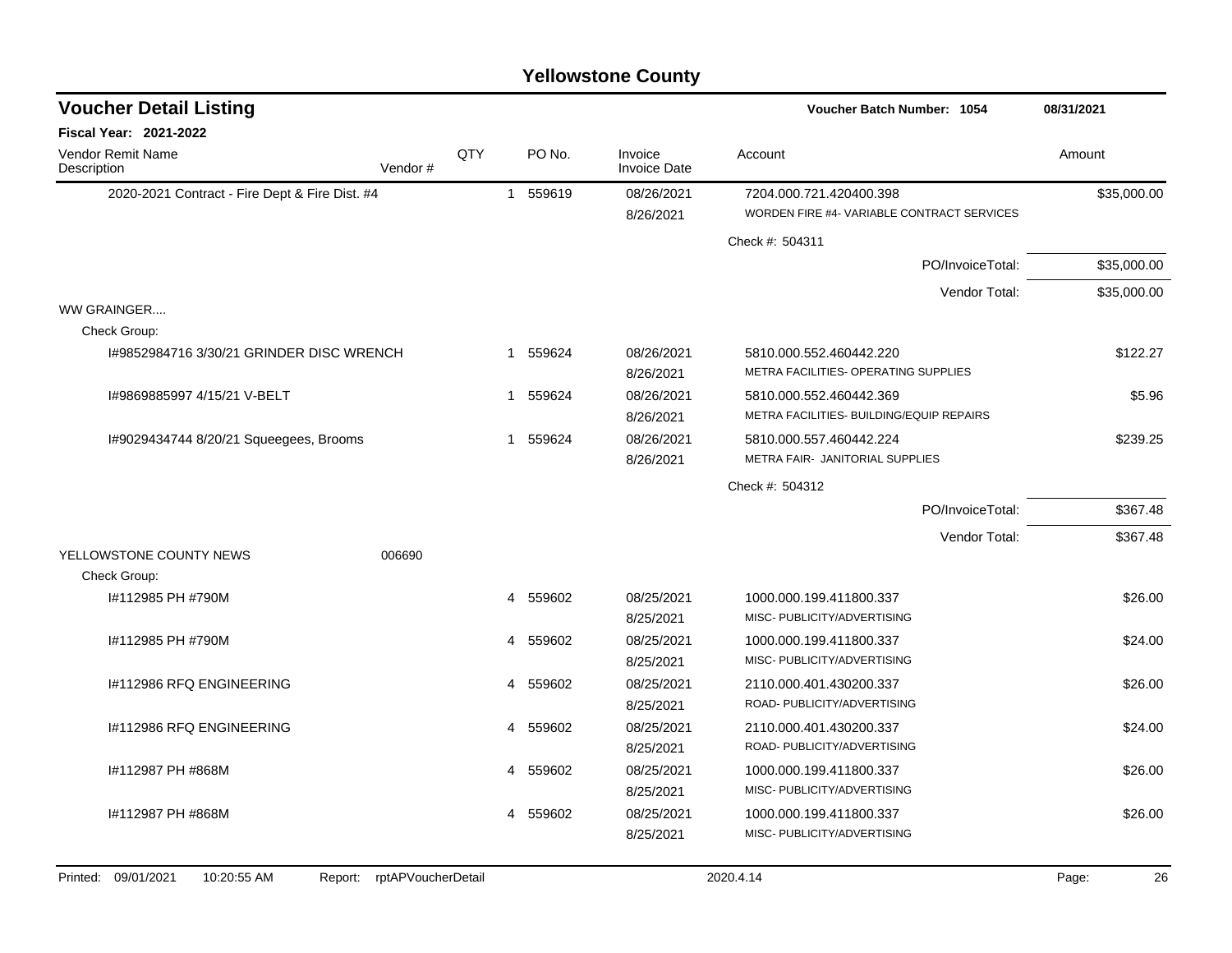# Yellowstone County

## Voucher Detail Listing

**Voucher Batch Number: 1054** — 08/31/2021

**Fiscal Year: 2021-2022**

| Vendor Remit Name / Description | Vendor # | QTY | PO No. | Invoice / Invoice Date | Account | Amount |
|---|---|---|---|---|---|---|
| 2020-2021 Contract - Fire Dept & Fire Dist. #4 | | 1 | 559619 | 08/26/2021 8/26/2021 | 7204.000.721.420400.398 WORDEN FIRE #4- VARIABLE CONTRACT SERVICES | $35,000.00 |
| | | | | | Check #: 504311 | |
| | | | | | PO/InvoiceTotal: | $35,000.00 |
| | | | | | Vendor Total: | $35,000.00 |
| WW GRAINGER.... | | | | | | |
| Check Group: | | | | | | |
| I#9852984716 3/30/21 GRINDER DISC WRENCH | | 1 | 559624 | 08/26/2021 8/26/2021 | 5810.000.552.460442.220 METRA FACILITIES- OPERATING SUPPLIES | $122.27 |
| I#9869885997 4/15/21 V-BELT | | 1 | 559624 | 08/26/2021 8/26/2021 | 5810.000.552.460442.369 METRA FACILITIES- BUILDING/EQUIP REPAIRS | $5.96 |
| I#9029434744 8/20/21 Squeegees, Brooms | | 1 | 559624 | 08/26/2021 8/26/2021 | 5810.000.557.460442.224 METRA FAIR- JANITORIAL SUPPLIES | $239.25 |
| | | | | | Check #: 504312 | |
| | | | | | PO/InvoiceTotal: | $367.48 |
| | | | | | Vendor Total: | $367.48 |
| YELLOWSTONE COUNTY NEWS | 006690 | | | | | |
| Check Group: | | | | | | |
| I#112985 PH #790M | | 4 | 559602 | 08/25/2021 8/25/2021 | 1000.000.199.411800.337 MISC- PUBLICITY/ADVERTISING | $26.00 |
| I#112985 PH #790M | | 4 | 559602 | 08/25/2021 8/25/2021 | 1000.000.199.411800.337 MISC- PUBLICITY/ADVERTISING | $24.00 |
| I#112986 RFQ ENGINEERING | | 4 | 559602 | 08/25/2021 8/25/2021 | 2110.000.401.430200.337 ROAD- PUBLICITY/ADVERTISING | $26.00 |
| I#112986 RFQ ENGINEERING | | 4 | 559602 | 08/25/2021 8/25/2021 | 2110.000.401.430200.337 ROAD- PUBLICITY/ADVERTISING | $24.00 |
| I#112987 PH #868M | | 4 | 559602 | 08/25/2021 8/25/2021 | 1000.000.199.411800.337 MISC- PUBLICITY/ADVERTISING | $26.00 |
| I#112987 PH #868M | | 4 | 559602 | 08/25/2021 8/25/2021 | 1000.000.199.411800.337 MISC- PUBLICITY/ADVERTISING | $26.00 |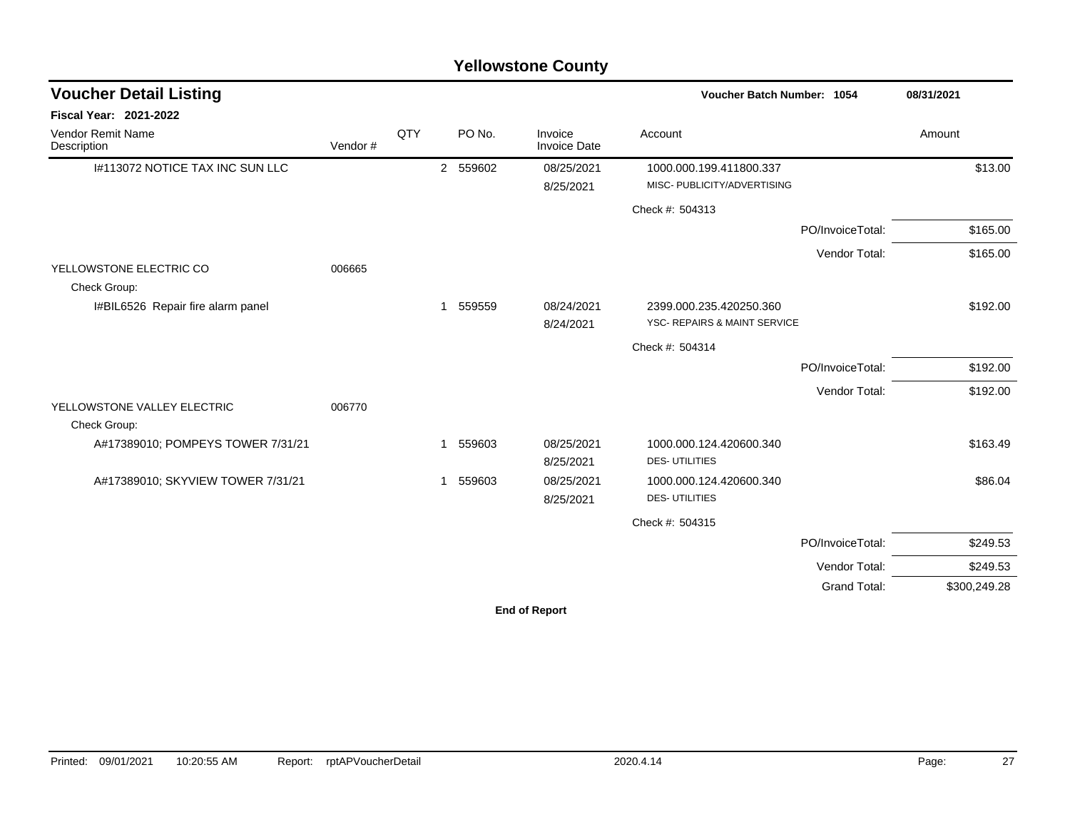# Yellowstone County

## Voucher Detail Listing

**Voucher Batch Number: 1054** 08/31/2021

**Fiscal Year: 2021-2022**

| Vendor Remit Name / Description | Vendor # | QTY | PO No. | Invoice / Invoice Date | Account | Amount |
|---|---|---|---|---|---|---|
| I#113072 NOTICE TAX INC SUN LLC | | 2 | 559602 | 08/25/2021 / 8/25/2021 | 1000.000.199.411800.337 / MISC- PUBLICITY/ADVERTISING | $13.00 |
| | | | | | Check #: 504313 | |
| | | | | | PO/InvoiceTotal: | $165.00 |
| | | | | | Vendor Total: | $165.00 |
| YELLOWSTONE ELECTRIC CO | 006665 | | | | | |
| Check Group: | | | | | | |
| I#BIL6526 Repair fire alarm panel | | 1 | 559559 | 08/24/2021 / 8/24/2021 | 2399.000.235.420250.360 / YSC- REPAIRS & MAINT SERVICE | $192.00 |
| | | | | | Check #: 504314 | |
| | | | | | PO/InvoiceTotal: | $192.00 |
| | | | | | Vendor Total: | $192.00 |
| YELLOWSTONE VALLEY ELECTRIC | 006770 | | | | | |
| Check Group: | | | | | | |
| A#17389010; POMPEYS TOWER 7/31/21 | | 1 | 559603 | 08/25/2021 / 8/25/2021 | 1000.000.124.420600.340 / DES- UTILITIES | $163.49 |
| A#17389010; SKYVIEW TOWER 7/31/21 | | 1 | 559603 | 08/25/2021 / 8/25/2021 | 1000.000.124.420600.340 / DES- UTILITIES | $86.04 |
| | | | | | Check #: 504315 | |
| | | | | | PO/InvoiceTotal: | $249.53 |
| | | | | | Vendor Total: | $249.53 |
| | | | | | Grand Total: | $300,249.28 |

**End of Report**